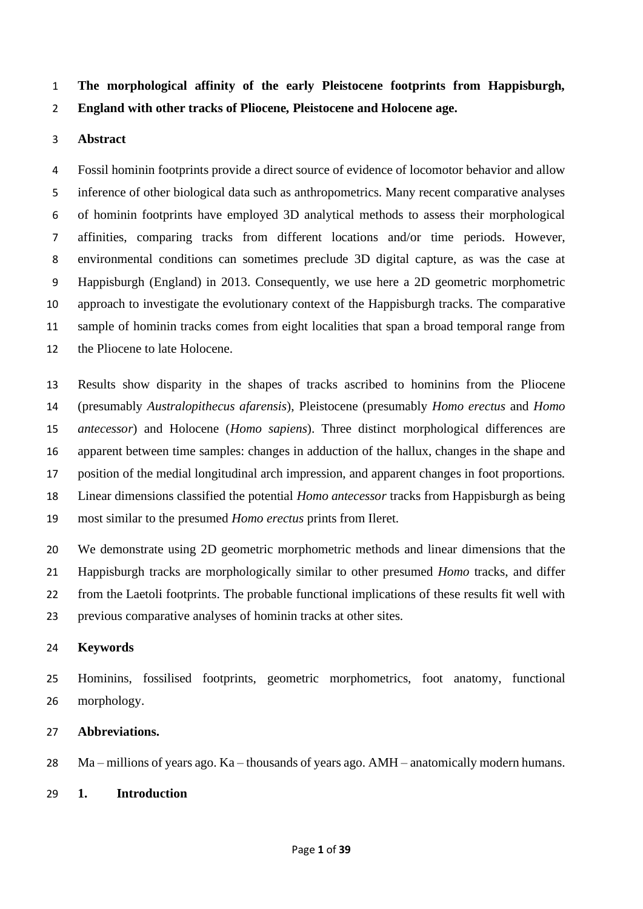# The morphological affinity of the early Pleistocene footprints from Happisburgh, England with other tracks of Pliocene, Pleistocene and Holocene age.

## Abstract

Fossil hominin footprints provide a direct source of evidence of locomotor behavior and allow inference of other biological data such as anthropometrics. Many recent comparative analyses of hominin footprints have employed 3D analytical methods to assess their morphological affinities, comparing tracks from different locations and/or time periods. However, environmental conditions can sometimes preclude 3D digital capture, as was the case at Happisburgh (England) in 2013. Consequently, we use here a 2D geometric morphometric approach to investigate the evolutionary context of the Happisburgh tracks. The comparative sample of hominin tracks comes from eight localities that span a broad temporal range from the Pliocene to late Holocene.

Results show disparity in the shapes of tracks ascribed to hominins from the Pliocene (presumably *Australopithecus afarensis*), Pleistocene (presumably *Homo erectus* and *Homo antecessor*) and Holocene (*Homo sapiens*). Three distinct morphological differences are apparent between time samples: changes in adduction of the hallux, changes in the shape and position of the medial longitudinal arch impression, and apparent changes in foot proportions. Linear dimensions classified the potential *Homo antecessor* tracks from Happisburgh as being most similar to the presumed *Homo erectus* prints from Ileret.

We demonstrate using 2D geometric morphometric methods and linear dimensions that the Happisburgh tracks are morphologically similar to other presumed *Homo* tracks, and differ from the Laetoli footprints. The probable functional implications of these results fit well with previous comparative analyses of hominin tracks at other sites.

## Keywords

Hominins, fossilised footprints, geometric morphometrics, foot anatomy, functional morphology.

## Abbreviations.

Ma – millions of years ago. Ka – thousands of years ago. AMH – anatomically modern humans.

## 1. Introduction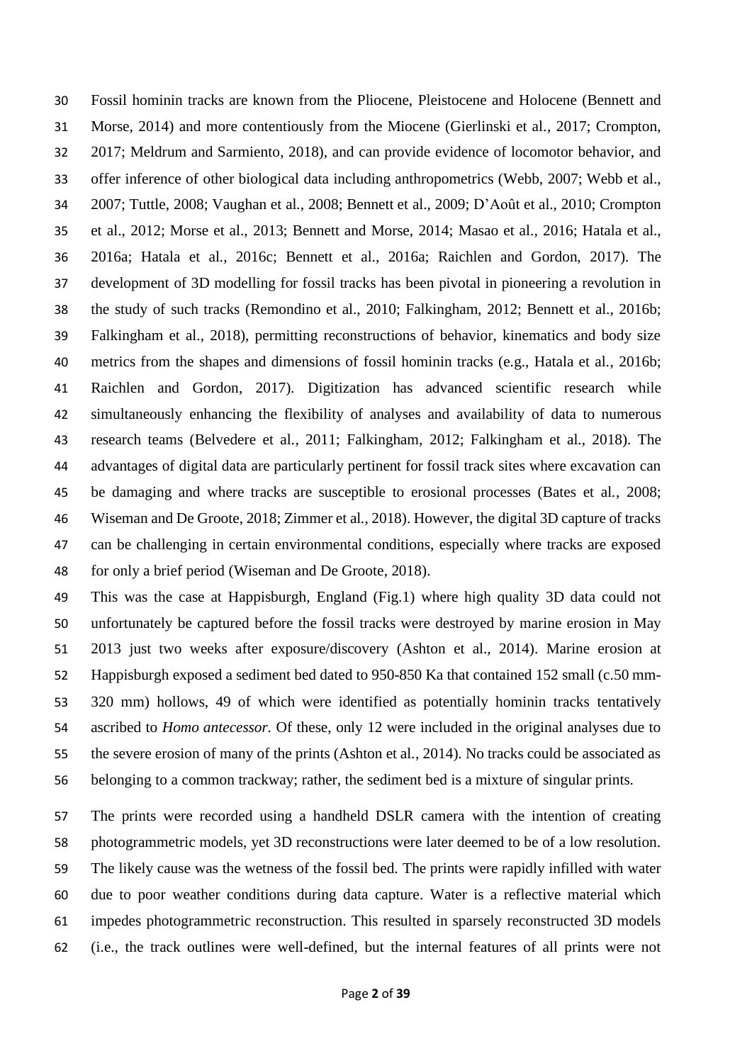Fossil hominin tracks are known from the Pliocene, Pleistocene and Holocene (Bennett and Morse, 2014) and more contentiously from the Miocene (Gierlinski et al., 2017; Crompton, 2017; Meldrum and Sarmiento, 2018), and can provide evidence of locomotor behavior, and offer inference of other biological data including anthropometrics (Webb, 2007; Webb et al., 2007; Tuttle, 2008; Vaughan et al., 2008; Bennett et al., 2009; D'Août et al., 2010; Crompton et al., 2012; Morse et al., 2013; Bennett and Morse, 2014; Masao et al., 2016; Hatala et al., 2016a; Hatala et al., 2016c; Bennett et al., 2016a; Raichlen and Gordon, 2017). The development of 3D modelling for fossil tracks has been pivotal in pioneering a revolution in the study of such tracks (Remondino et al., 2010; Falkingham, 2012; Bennett et al., 2016b; Falkingham et al., 2018), permitting reconstructions of behavior, kinematics and body size metrics from the shapes and dimensions of fossil hominin tracks (e.g., Hatala et al., 2016b; Raichlen and Gordon, 2017). Digitization has advanced scientific research while simultaneously enhancing the flexibility of analyses and availability of data to numerous research teams (Belvedere et al., 2011; Falkingham, 2012; Falkingham et al., 2018). The advantages of digital data are particularly pertinent for fossil track sites where excavation can be damaging and where tracks are susceptible to erosional processes (Bates et al., 2008; Wiseman and De Groote, 2018; Zimmer et al., 2018). However, the digital 3D capture of tracks can be challenging in certain environmental conditions, especially where tracks are exposed for only a brief period (Wiseman and De Groote, 2018).

This was the case at Happisburgh, England (Fig.1) where high quality 3D data could not unfortunately be captured before the fossil tracks were destroyed by marine erosion in May 2013 just two weeks after exposure/discovery (Ashton et al., 2014). Marine erosion at Happisburgh exposed a sediment bed dated to 950-850 Ka that contained 152 small (c.50 mm-320 mm) hollows, 49 of which were identified as potentially hominin tracks tentatively ascribed to *Homo antecessor.* Of these, only 12 were included in the original analyses due to the severe erosion of many of the prints (Ashton et al., 2014). No tracks could be associated as belonging to a common trackway; rather, the sediment bed is a mixture of singular prints.

The prints were recorded using a handheld DSLR camera with the intention of creating photogrammetric models, yet 3D reconstructions were later deemed to be of a low resolution. The likely cause was the wetness of the fossil bed. The prints were rapidly infilled with water due to poor weather conditions during data capture. Water is a reflective material which impedes photogrammetric reconstruction. This resulted in sparsely reconstructed 3D models (i.e., the track outlines were well-defined, but the internal features of all prints were not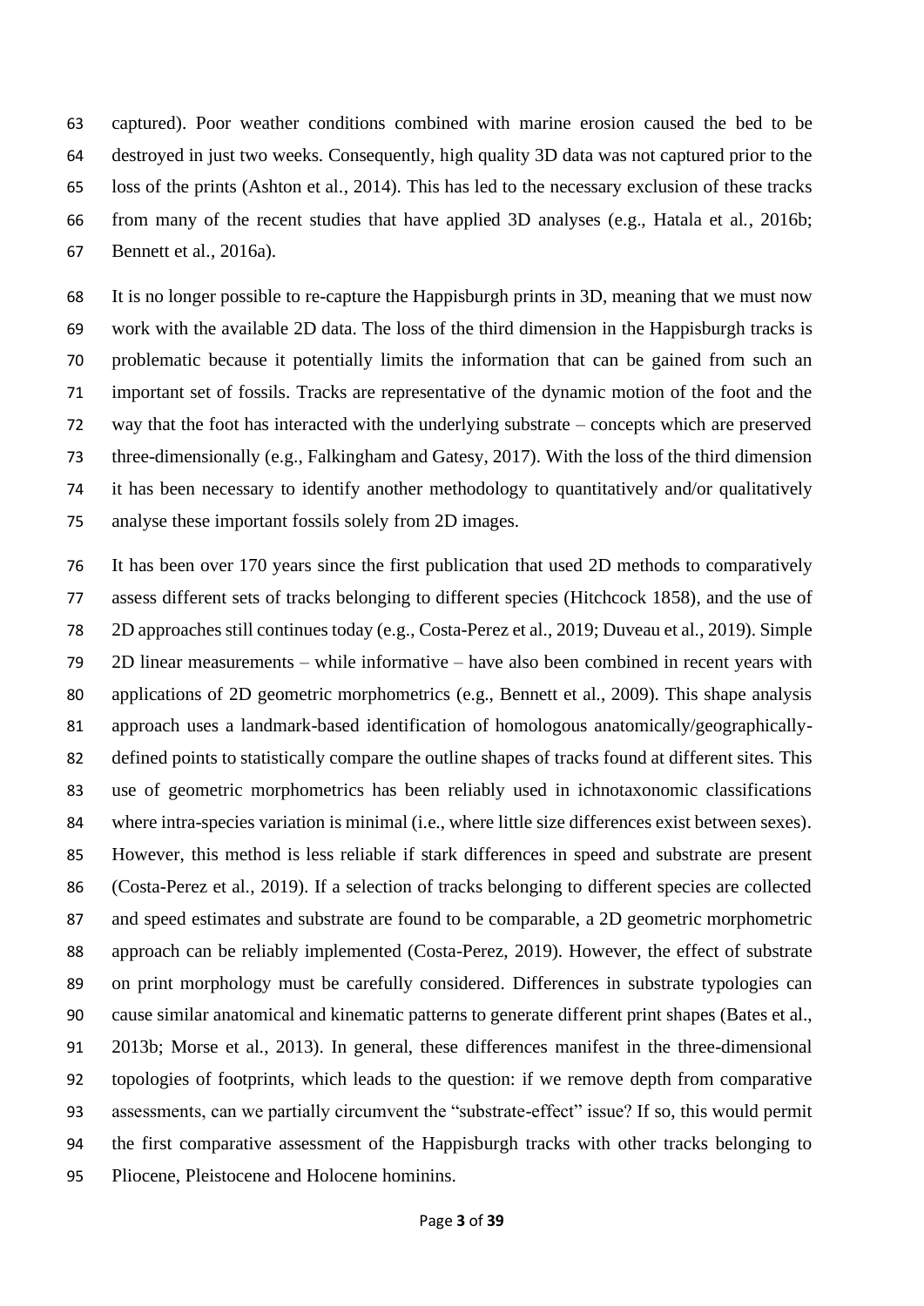captured). Poor weather conditions combined with marine erosion caused the bed to be destroyed in just two weeks. Consequently, high quality 3D data was not captured prior to the loss of the prints (Ashton et al., 2014). This has led to the necessary exclusion of these tracks from many of the recent studies that have applied 3D analyses (e.g., Hatala et al., 2016b; Bennett et al., 2016a).

It is no longer possible to re-capture the Happisburgh prints in 3D, meaning that we must now work with the available 2D data. The loss of the third dimension in the Happisburgh tracks is problematic because it potentially limits the information that can be gained from such an important set of fossils. Tracks are representative of the dynamic motion of the foot and the way that the foot has interacted with the underlying substrate – concepts which are preserved three-dimensionally (e.g., Falkingham and Gatesy, 2017). With the loss of the third dimension it has been necessary to identify another methodology to quantitatively and/or qualitatively analyse these important fossils solely from 2D images.

It has been over 170 years since the first publication that used 2D methods to comparatively assess different sets of tracks belonging to different species (Hitchcock 1858), and the use of 2D approaches still continues today (e.g., Costa-Perez et al., 2019; Duveau et al., 2019). Simple 2D linear measurements – while informative – have also been combined in recent years with applications of 2D geometric morphometrics (e.g., Bennett et al., 2009). This shape analysis approach uses a landmark-based identification of homologous anatomically/geographically-defined points to statistically compare the outline shapes of tracks found at different sites. This use of geometric morphometrics has been reliably used in ichnotaxonomic classifications where intra-species variation is minimal (i.e., where little size differences exist between sexes). However, this method is less reliable if stark differences in speed and substrate are present (Costa-Perez et al., 2019). If a selection of tracks belonging to different species are collected and speed estimates and substrate are found to be comparable, a 2D geometric morphometric approach can be reliably implemented (Costa-Perez, 2019). However, the effect of substrate on print morphology must be carefully considered. Differences in substrate typologies can cause similar anatomical and kinematic patterns to generate different print shapes (Bates et al., 2013b; Morse et al., 2013). In general, these differences manifest in the three-dimensional topologies of footprints, which leads to the question: if we remove depth from comparative assessments, can we partially circumvent the "substrate-effect" issue? If so, this would permit the first comparative assessment of the Happisburgh tracks with other tracks belonging to Pliocene, Pleistocene and Holocene hominins.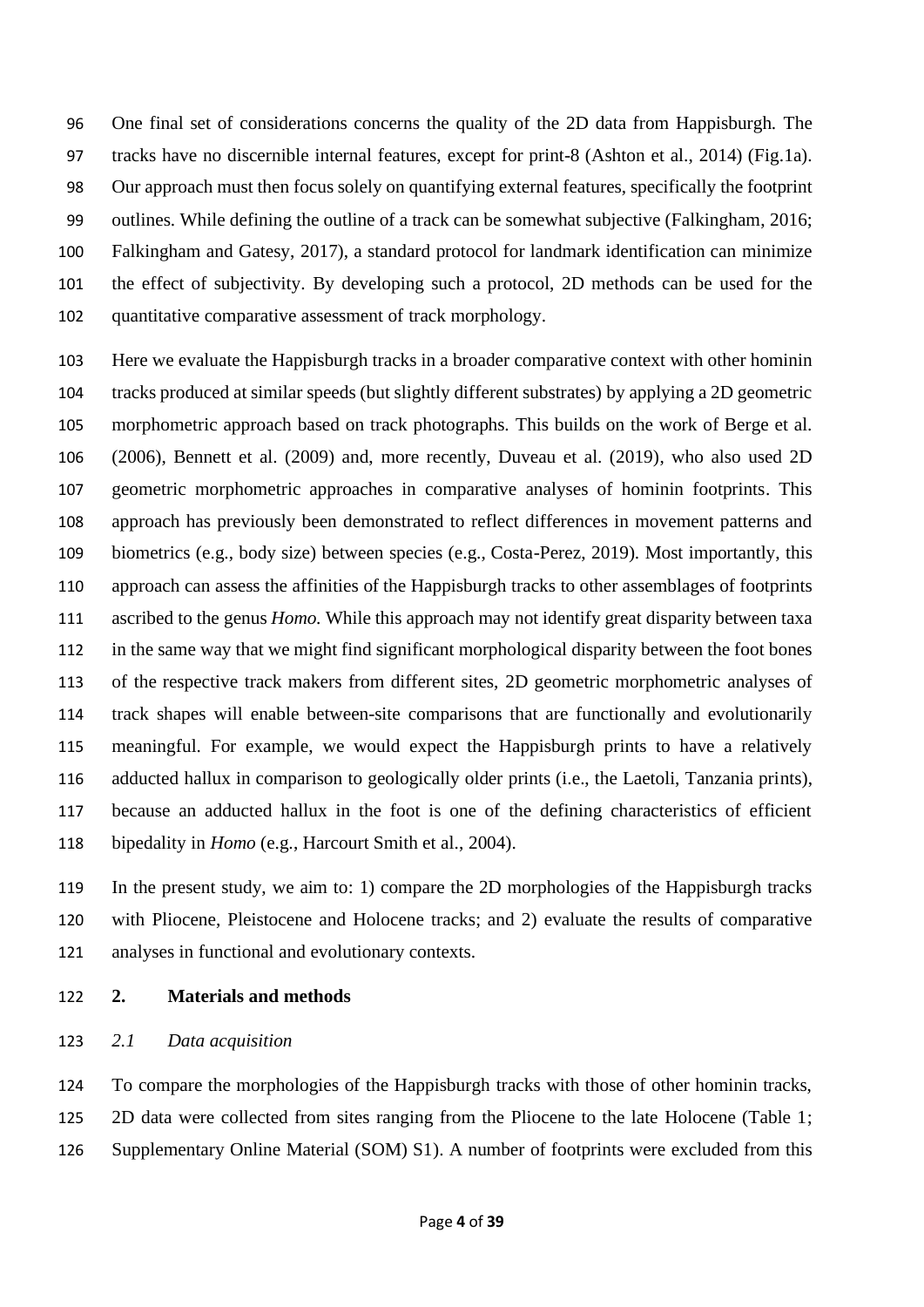One final set of considerations concerns the quality of the 2D data from Happisburgh. The tracks have no discernible internal features, except for print-8 (Ashton et al., 2014) (Fig.1a). Our approach must then focus solely on quantifying external features, specifically the footprint outlines. While defining the outline of a track can be somewhat subjective (Falkingham, 2016; Falkingham and Gatesy, 2017), a standard protocol for landmark identification can minimize the effect of subjectivity. By developing such a protocol, 2D methods can be used for the quantitative comparative assessment of track morphology.

Here we evaluate the Happisburgh tracks in a broader comparative context with other hominin tracks produced at similar speeds (but slightly different substrates) by applying a 2D geometric morphometric approach based on track photographs. This builds on the work of Berge et al. (2006), Bennett et al. (2009) and, more recently, Duveau et al. (2019), who also used 2D geometric morphometric approaches in comparative analyses of hominin footprints. This approach has previously been demonstrated to reflect differences in movement patterns and biometrics (e.g., body size) between species (e.g., Costa-Perez, 2019). Most importantly, this approach can assess the affinities of the Happisburgh tracks to other assemblages of footprints ascribed to the genus *Homo*. While this approach may not identify great disparity between taxa in the same way that we might find significant morphological disparity between the foot bones of the respective track makers from different sites, 2D geometric morphometric analyses of track shapes will enable between-site comparisons that are functionally and evolutionarily meaningful. For example, we would expect the Happisburgh prints to have a relatively adducted hallux in comparison to geologically older prints (i.e., the Laetoli, Tanzania prints), because an adducted hallux in the foot is one of the defining characteristics of efficient bipedality in *Homo* (e.g., Harcourt Smith et al., 2004).

In the present study, we aim to: 1) compare the 2D morphologies of the Happisburgh tracks with Pliocene, Pleistocene and Holocene tracks; and 2) evaluate the results of comparative analyses in functional and evolutionary contexts.

## 2. Materials and methods

### *2.1 Data acquisition*

To compare the morphologies of the Happisburgh tracks with those of other hominin tracks, 2D data were collected from sites ranging from the Pliocene to the late Holocene (Table 1; Supplementary Online Material (SOM) S1). A number of footprints were excluded from this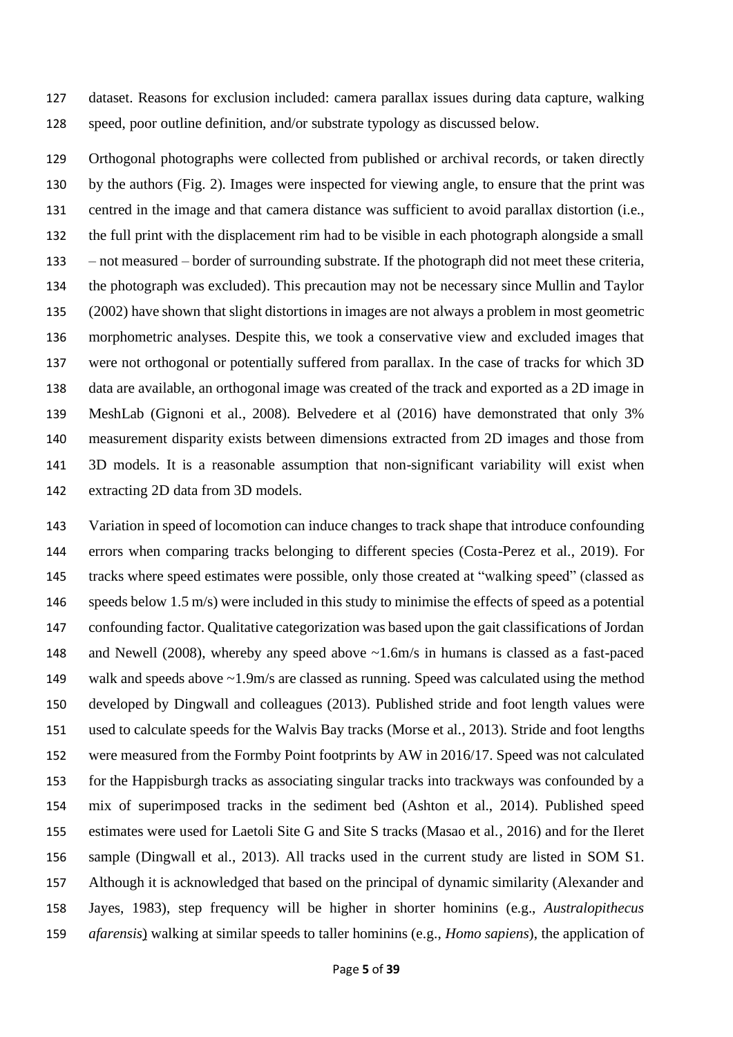dataset. Reasons for exclusion included: camera parallax issues during data capture, walking speed, poor outline definition, and/or substrate typology as discussed below.

Orthogonal photographs were collected from published or archival records, or taken directly by the authors (Fig. 2). Images were inspected for viewing angle, to ensure that the print was centred in the image and that camera distance was sufficient to avoid parallax distortion (i.e., the full print with the displacement rim had to be visible in each photograph alongside a small – not measured – border of surrounding substrate. If the photograph did not meet these criteria, the photograph was excluded). This precaution may not be necessary since Mullin and Taylor (2002) have shown that slight distortions in images are not always a problem in most geometric morphometric analyses. Despite this, we took a conservative view and excluded images that were not orthogonal or potentially suffered from parallax. In the case of tracks for which 3D data are available, an orthogonal image was created of the track and exported as a 2D image in MeshLab (Gignoni et al., 2008). Belvedere et al (2016) have demonstrated that only 3% measurement disparity exists between dimensions extracted from 2D images and those from 3D models. It is a reasonable assumption that non-significant variability will exist when extracting 2D data from 3D models.

Variation in speed of locomotion can induce changes to track shape that introduce confounding errors when comparing tracks belonging to different species (Costa-Perez et al., 2019). For tracks where speed estimates were possible, only those created at "walking speed" (classed as speeds below 1.5 m/s) were included in this study to minimise the effects of speed as a potential confounding factor. Qualitative categorization was based upon the gait classifications of Jordan and Newell (2008), whereby any speed above ~1.6m/s in humans is classed as a fast-paced walk and speeds above ~1.9m/s are classed as running. Speed was calculated using the method developed by Dingwall and colleagues (2013). Published stride and foot length values were used to calculate speeds for the Walvis Bay tracks (Morse et al., 2013). Stride and foot lengths were measured from the Formby Point footprints by AW in 2016/17. Speed was not calculated for the Happisburgh tracks as associating singular tracks into trackways was confounded by a mix of superimposed tracks in the sediment bed (Ashton et al., 2014). Published speed estimates were used for Laetoli Site G and Site S tracks (Masao et al., 2016) and for the Ileret sample (Dingwall et al., 2013). All tracks used in the current study are listed in SOM S1. Although it is acknowledged that based on the principal of dynamic similarity (Alexander and Jayes, 1983), step frequency will be higher in shorter hominins (e.g., *Australopithecus afarensis*) walking at similar speeds to taller hominins (e.g., *Homo sapiens*), the application of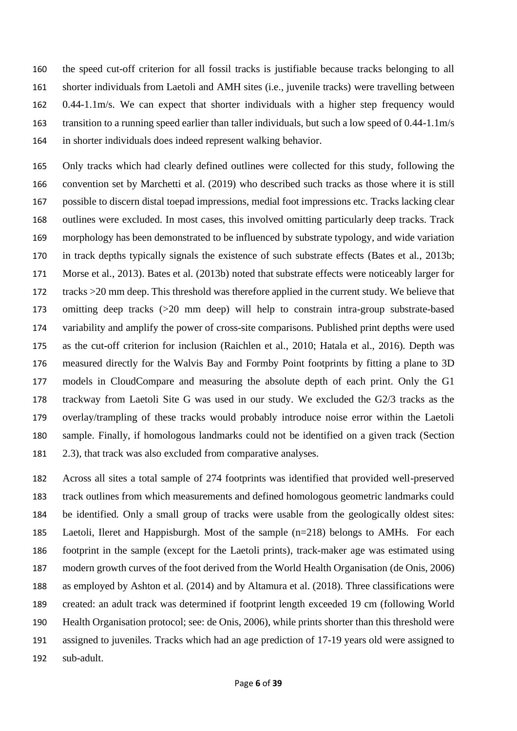the speed cut-off criterion for all fossil tracks is justifiable because tracks belonging to all shorter individuals from Laetoli and AMH sites (i.e., juvenile tracks) were travelling between 0.44-1.1m/s. We can expect that shorter individuals with a higher step frequency would transition to a running speed earlier than taller individuals, but such a low speed of 0.44-1.1m/s in shorter individuals does indeed represent walking behavior.

Only tracks which had clearly defined outlines were collected for this study, following the convention set by Marchetti et al. (2019) who described such tracks as those where it is still possible to discern distal toepad impressions, medial foot impressions etc. Tracks lacking clear outlines were excluded. In most cases, this involved omitting particularly deep tracks. Track morphology has been demonstrated to be influenced by substrate typology, and wide variation in track depths typically signals the existence of such substrate effects (Bates et al., 2013b; Morse et al., 2013). Bates et al. (2013b) noted that substrate effects were noticeably larger for tracks >20 mm deep. This threshold was therefore applied in the current study. We believe that omitting deep tracks (>20 mm deep) will help to constrain intra-group substrate-based variability and amplify the power of cross-site comparisons. Published print depths were used as the cut-off criterion for inclusion (Raichlen et al., 2010; Hatala et al., 2016). Depth was measured directly for the Walvis Bay and Formby Point footprints by fitting a plane to 3D models in CloudCompare and measuring the absolute depth of each print. Only the G1 trackway from Laetoli Site G was used in our study. We excluded the G2/3 tracks as the overlay/trampling of these tracks would probably introduce noise error within the Laetoli sample. Finally, if homologous landmarks could not be identified on a given track (Section 2.3), that track was also excluded from comparative analyses.

Across all sites a total sample of 274 footprints was identified that provided well-preserved track outlines from which measurements and defined homologous geometric landmarks could be identified. Only a small group of tracks were usable from the geologically oldest sites: Laetoli, Ileret and Happisburgh. Most of the sample (n=218) belongs to AMHs. For each footprint in the sample (except for the Laetoli prints), track-maker age was estimated using modern growth curves of the foot derived from the World Health Organisation (de Onis, 2006) as employed by Ashton et al. (2014) and by Altamura et al. (2018). Three classifications were created: an adult track was determined if footprint length exceeded 19 cm (following World Health Organisation protocol; see: de Onis, 2006), while prints shorter than this threshold were assigned to juveniles. Tracks which had an age prediction of 17-19 years old were assigned to sub-adult.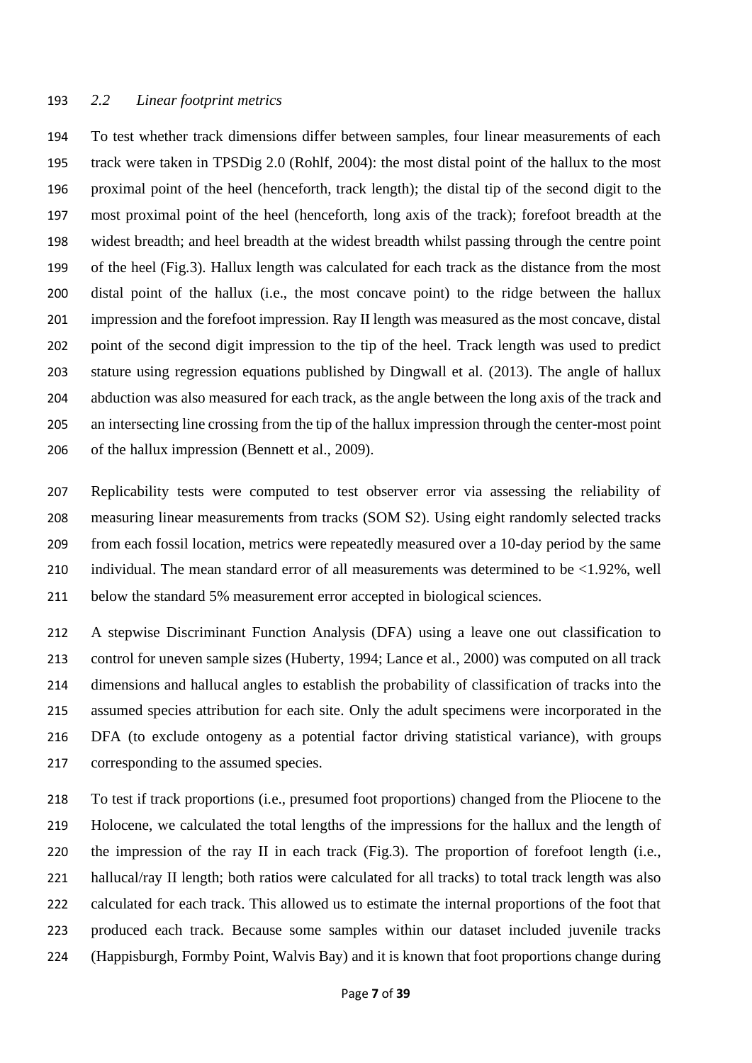### *2.2 Linear footprint metrics*

To test whether track dimensions differ between samples, four linear measurements of each track were taken in TPSDig 2.0 (Rohlf, 2004): the most distal point of the hallux to the most proximal point of the heel (henceforth, track length); the distal tip of the second digit to the most proximal point of the heel (henceforth, long axis of the track); forefoot breadth at the widest breadth; and heel breadth at the widest breadth whilst passing through the centre point of the heel (Fig.3). Hallux length was calculated for each track as the distance from the most distal point of the hallux (i.e., the most concave point) to the ridge between the hallux impression and the forefoot impression. Ray II length was measured as the most concave, distal point of the second digit impression to the tip of the heel. Track length was used to predict stature using regression equations published by Dingwall et al. (2013). The angle of hallux abduction was also measured for each track, as the angle between the long axis of the track and an intersecting line crossing from the tip of the hallux impression through the center-most point of the hallux impression (Bennett et al., 2009).

Replicability tests were computed to test observer error via assessing the reliability of measuring linear measurements from tracks (SOM S2). Using eight randomly selected tracks from each fossil location, metrics were repeatedly measured over a 10-day period by the same individual. The mean standard error of all measurements was determined to be <1.92%, well below the standard 5% measurement error accepted in biological sciences.

A stepwise Discriminant Function Analysis (DFA) using a leave one out classification to control for uneven sample sizes (Huberty, 1994; Lance et al., 2000) was computed on all track dimensions and hallucal angles to establish the probability of classification of tracks into the assumed species attribution for each site. Only the adult specimens were incorporated in the DFA (to exclude ontogeny as a potential factor driving statistical variance), with groups corresponding to the assumed species.

To test if track proportions (i.e., presumed foot proportions) changed from the Pliocene to the Holocene, we calculated the total lengths of the impressions for the hallux and the length of the impression of the ray II in each track (Fig.3). The proportion of forefoot length (i.e., hallucal/ray II length; both ratios were calculated for all tracks) to total track length was also calculated for each track. This allowed us to estimate the internal proportions of the foot that produced each track. Because some samples within our dataset included juvenile tracks (Happisburgh, Formby Point, Walvis Bay) and it is known that foot proportions change during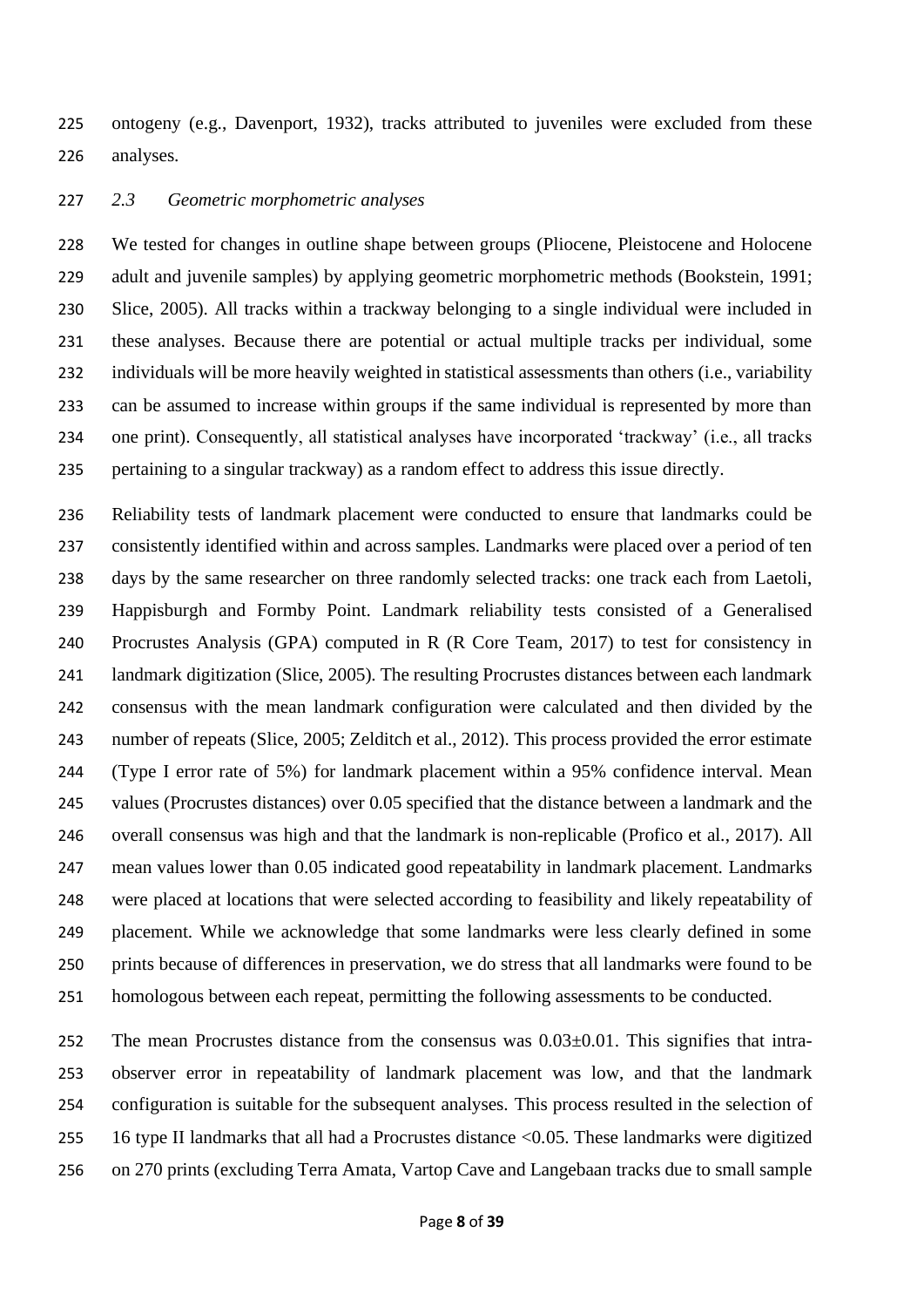ontogeny (e.g., Davenport, 1932), tracks attributed to juveniles were excluded from these analyses.

### *2.3 Geometric morphometric analyses*

We tested for changes in outline shape between groups (Pliocene, Pleistocene and Holocene adult and juvenile samples) by applying geometric morphometric methods (Bookstein, 1991; Slice, 2005). All tracks within a trackway belonging to a single individual were included in these analyses. Because there are potential or actual multiple tracks per individual, some individuals will be more heavily weighted in statistical assessments than others (i.e., variability can be assumed to increase within groups if the same individual is represented by more than one print). Consequently, all statistical analyses have incorporated 'trackway' (i.e., all tracks pertaining to a singular trackway) as a random effect to address this issue directly.

Reliability tests of landmark placement were conducted to ensure that landmarks could be consistently identified within and across samples. Landmarks were placed over a period of ten days by the same researcher on three randomly selected tracks: one track each from Laetoli, Happisburgh and Formby Point. Landmark reliability tests consisted of a Generalised Procrustes Analysis (GPA) computed in R (R Core Team, 2017) to test for consistency in landmark digitization (Slice, 2005). The resulting Procrustes distances between each landmark consensus with the mean landmark configuration were calculated and then divided by the number of repeats (Slice, 2005; Zelditch et al., 2012). This process provided the error estimate (Type I error rate of 5%) for landmark placement within a 95% confidence interval. Mean values (Procrustes distances) over 0.05 specified that the distance between a landmark and the overall consensus was high and that the landmark is non-replicable (Profico et al., 2017). All mean values lower than 0.05 indicated good repeatability in landmark placement. Landmarks were placed at locations that were selected according to feasibility and likely repeatability of placement. While we acknowledge that some landmarks were less clearly defined in some prints because of differences in preservation, we do stress that all landmarks were found to be homologous between each repeat, permitting the following assessments to be conducted.

The mean Procrustes distance from the consensus was $0.03 \pm 0.01$. This signifies that intra-observer error in repeatability of landmark placement was low, and that the landmark configuration is suitable for the subsequent analyses. This process resulted in the selection of 16 type II landmarks that all had a Procrustes distance $<0.05$. These landmarks were digitized on 270 prints (excluding Terra Amata, Vartop Cave and Langebaan tracks due to small sample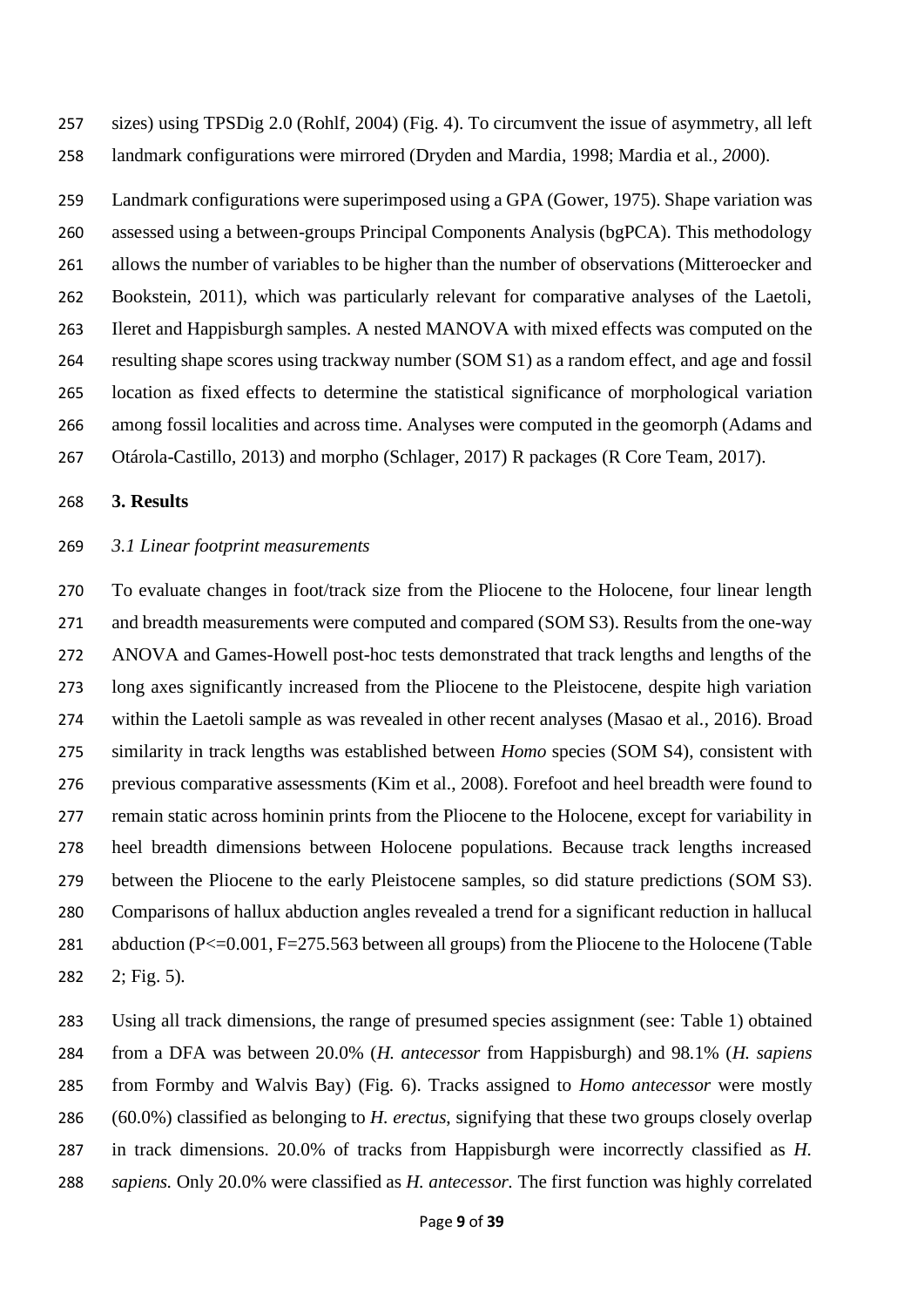sizes) using TPSDig 2.0 (Rohlf, 2004) (Fig. 4). To circumvent the issue of asymmetry, all left landmark configurations were mirrored (Dryden and Mardia, 1998; Mardia et al., *20*00).

Landmark configurations were superimposed using a GPA (Gower, 1975). Shape variation was assessed using a between-groups Principal Components Analysis (bgPCA). This methodology allows the number of variables to be higher than the number of observations (Mitteroecker and Bookstein, 2011), which was particularly relevant for comparative analyses of the Laetoli, Ileret and Happisburgh samples. A nested MANOVA with mixed effects was computed on the resulting shape scores using trackway number (SOM S1) as a random effect, and age and fossil location as fixed effects to determine the statistical significance of morphological variation among fossil localities and across time. Analyses were computed in the geomorph (Adams and Otárola-Castillo, 2013) and morpho (Schlager, 2017) R packages (R Core Team, 2017).

## 3. Results

### *3.1 Linear footprint measurements*

To evaluate changes in foot/track size from the Pliocene to the Holocene, four linear length and breadth measurements were computed and compared (SOM S3). Results from the one-way ANOVA and Games-Howell post-hoc tests demonstrated that track lengths and lengths of the long axes significantly increased from the Pliocene to the Pleistocene, despite high variation within the Laetoli sample as was revealed in other recent analyses (Masao et al., 2016). Broad similarity in track lengths was established between *Homo* species (SOM S4), consistent with previous comparative assessments (Kim et al., 2008). Forefoot and heel breadth were found to remain static across hominin prints from the Pliocene to the Holocene, except for variability in heel breadth dimensions between Holocene populations. Because track lengths increased between the Pliocene to the early Pleistocene samples, so did stature predictions (SOM S3). Comparisons of hallux abduction angles revealed a trend for a significant reduction in hallucal abduction ($P<=0.001$, $F=275.563$ between all groups) from the Pliocene to the Holocene (Table 2; Fig. 5).

Using all track dimensions, the range of presumed species assignment (see: Table 1) obtained from a DFA was between 20.0% (*H. antecessor* from Happisburgh) and 98.1% (*H. sapiens* from Formby and Walvis Bay) (Fig. 6). Tracks assigned to *Homo antecessor* were mostly (60.0%) classified as belonging to *H. erectus*, signifying that these two groups closely overlap in track dimensions. 20.0% of tracks from Happisburgh were incorrectly classified as *H. sapiens.* Only 20.0% were classified as *H. antecessor.* The first function was highly correlated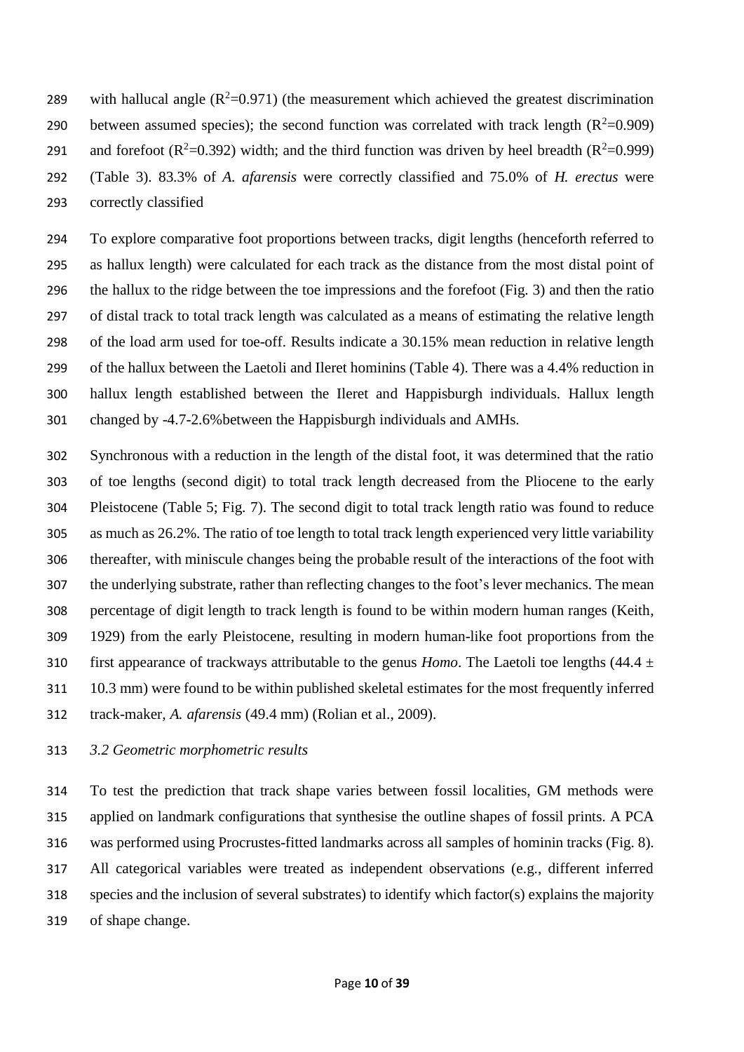with hallucal angle ($R^2$=0.971) (the measurement which achieved the greatest discrimination between assumed species); the second function was correlated with track length ($R^2$=0.909) and forefoot ($R^2$=0.392) width; and the third function was driven by heel breadth ($R^2$=0.999) (Table 3). 83.3% of *A. afarensis* were correctly classified and 75.0% of *H. erectus* were correctly classified

To explore comparative foot proportions between tracks, digit lengths (henceforth referred to as hallux length) were calculated for each track as the distance from the most distal point of the hallux to the ridge between the toe impressions and the forefoot (Fig. 3) and then the ratio of distal track to total track length was calculated as a means of estimating the relative length of the load arm used for toe-off. Results indicate a 30.15% mean reduction in relative length of the hallux between the Laetoli and Ileret hominins (Table 4). There was a 4.4% reduction in hallux length established between the Ileret and Happisburgh individuals. Hallux length changed by -4.7-2.6%between the Happisburgh individuals and AMHs.

Synchronous with a reduction in the length of the distal foot, it was determined that the ratio of toe lengths (second digit) to total track length decreased from the Pliocene to the early Pleistocene (Table 5; Fig. 7). The second digit to total track length ratio was found to reduce as much as 26.2%. The ratio of toe length to total track length experienced very little variability thereafter, with miniscule changes being the probable result of the interactions of the foot with the underlying substrate, rather than reflecting changes to the foot's lever mechanics. The mean percentage of digit length to track length is found to be within modern human ranges (Keith, 1929) from the early Pleistocene, resulting in modern human-like foot proportions from the first appearance of trackways attributable to the genus *Homo*. The Laetoli toe lengths (44.4 ± 10.3 mm) were found to be within published skeletal estimates for the most frequently inferred track-maker, *A. afarensis* (49.4 mm) (Rolian et al., 2009).

*3.2 Geometric morphometric results*

To test the prediction that track shape varies between fossil localities, GM methods were applied on landmark configurations that synthesise the outline shapes of fossil prints. A PCA was performed using Procrustes-fitted landmarks across all samples of hominin tracks (Fig. 8). All categorical variables were treated as independent observations (e.g., different inferred species and the inclusion of several substrates) to identify which factor(s) explains the majority of shape change.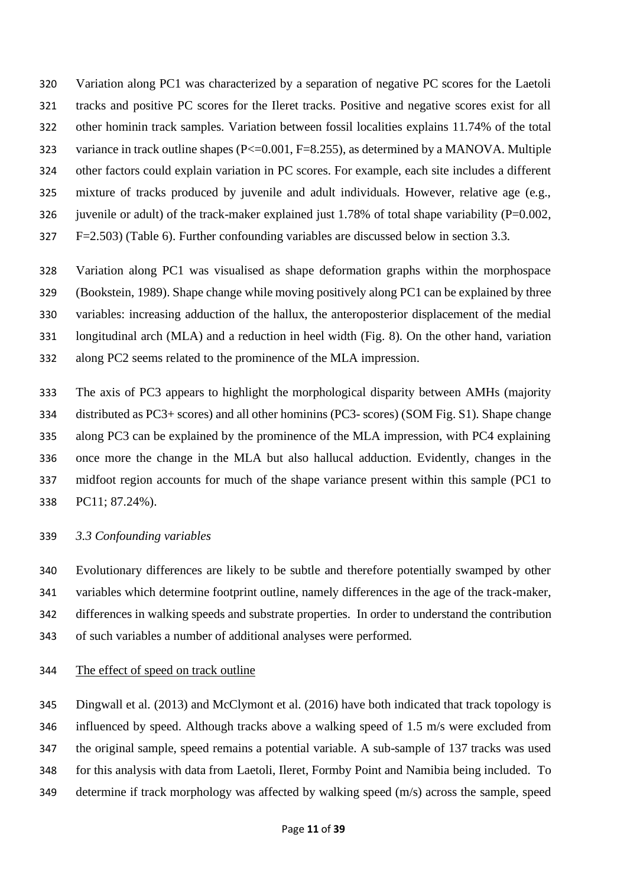Variation along PC1 was characterized by a separation of negative PC scores for the Laetoli tracks and positive PC scores for the Ileret tracks. Positive and negative scores exist for all other hominin track samples. Variation between fossil localities explains 11.74% of the total variance in track outline shapes ($P<=0.001$, $F=8.255$), as determined by a MANOVA. Multiple other factors could explain variation in PC scores. For example, each site includes a different mixture of tracks produced by juvenile and adult individuals. However, relative age (e.g., juvenile or adult) of the track-maker explained just 1.78% of total shape variability ($P=0.002$, $F=2.503$) (Table 6). Further confounding variables are discussed below in section 3.3.

Variation along PC1 was visualised as shape deformation graphs within the morphospace (Bookstein, 1989). Shape change while moving positively along PC1 can be explained by three variables: increasing adduction of the hallux, the anteroposterior displacement of the medial longitudinal arch (MLA) and a reduction in heel width (Fig. 8). On the other hand, variation along PC2 seems related to the prominence of the MLA impression.

The axis of PC3 appears to highlight the morphological disparity between AMHs (majority distributed as PC3+ scores) and all other hominins (PC3- scores) (SOM Fig. S1). Shape change along PC3 can be explained by the prominence of the MLA impression, with PC4 explaining once more the change in the MLA but also hallucal adduction. Evidently, changes in the midfoot region accounts for much of the shape variance present within this sample (PC1 to PC11; 87.24%).

### *3.3 Confounding variables*

Evolutionary differences are likely to be subtle and therefore potentially swamped by other variables which determine footprint outline, namely differences in the age of the track-maker, differences in walking speeds and substrate properties. In order to understand the contribution of such variables a number of additional analyses were performed.

#### The effect of speed on track outline

Dingwall et al. (2013) and McClymont et al. (2016) have both indicated that track topology is influenced by speed. Although tracks above a walking speed of 1.5 m/s were excluded from the original sample, speed remains a potential variable. A sub-sample of 137 tracks was used for this analysis with data from Laetoli, Ileret, Formby Point and Namibia being included. To determine if track morphology was affected by walking speed (m/s) across the sample, speed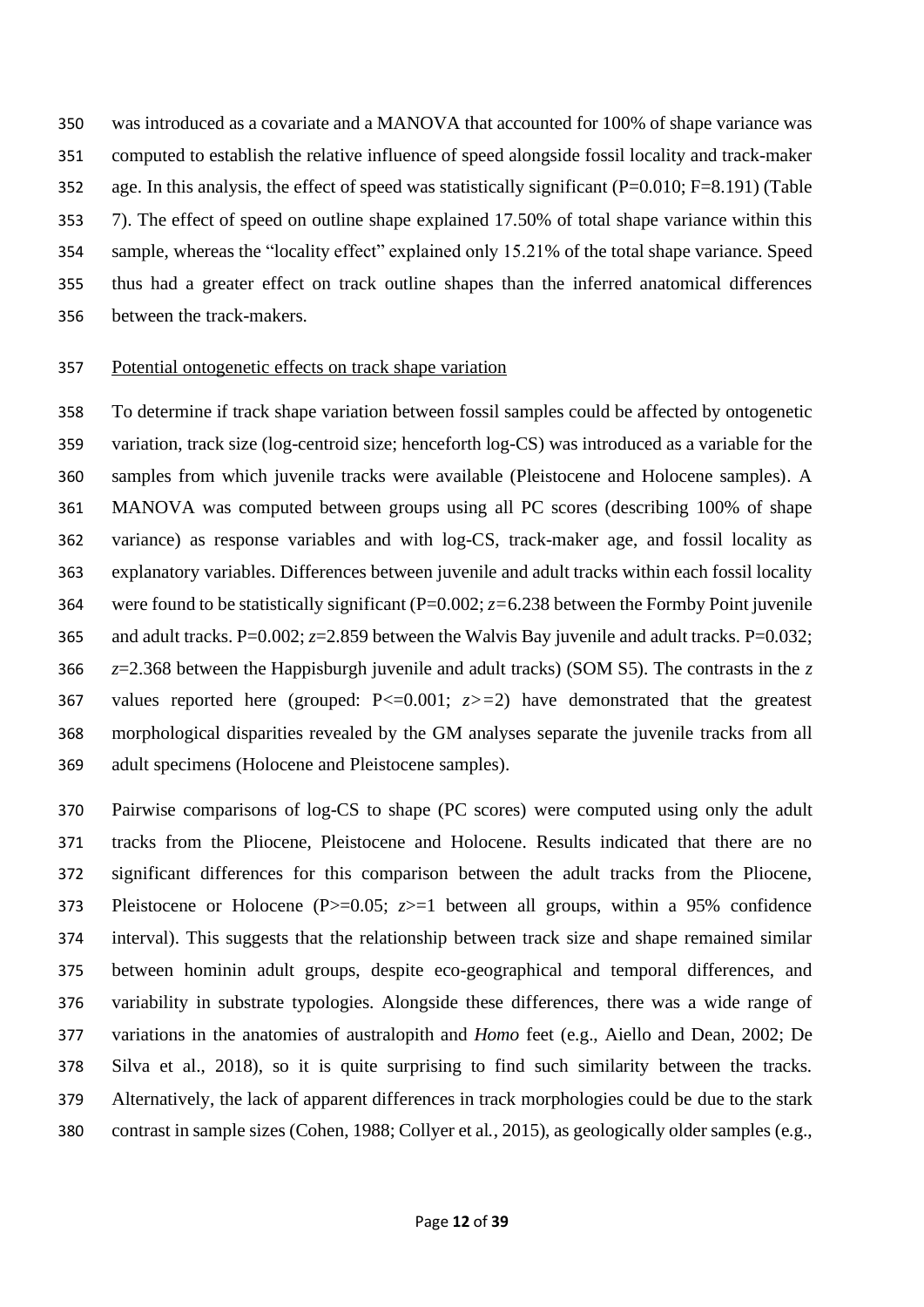was introduced as a covariate and a MANOVA that accounted for 100% of shape variance was computed to establish the relative influence of speed alongside fossil locality and track-maker age. In this analysis, the effect of speed was statistically significant ($P=0.010$; $F=8.191$) (Table 7). The effect of speed on outline shape explained 17.50% of total shape variance within this sample, whereas the "locality effect" explained only 15.21% of the total shape variance. Speed thus had a greater effect on track outline shapes than the inferred anatomical differences between the track-makers.

Potential ontogenetic effects on track shape variation

To determine if track shape variation between fossil samples could be affected by ontogenetic variation, track size (log-centroid size; henceforth log-CS) was introduced as a variable for the samples from which juvenile tracks were available (Pleistocene and Holocene samples). A MANOVA was computed between groups using all PC scores (describing 100% of shape variance) as response variables and with log-CS, track-maker age, and fossil locality as explanatory variables. Differences between juvenile and adult tracks within each fossil locality were found to be statistically significant ($P=0.002$; $z=6.238$ between the Formby Point juvenile and adult tracks. $P=0.002$; $z=2.859$ between the Walvis Bay juvenile and adult tracks. $P=0.032$; $z=2.368$ between the Happisburgh juvenile and adult tracks) (SOM S5). The contrasts in the $z$ values reported here (grouped: $P<=0.001$; $z>=2$) have demonstrated that the greatest morphological disparities revealed by the GM analyses separate the juvenile tracks from all adult specimens (Holocene and Pleistocene samples).

Pairwise comparisons of log-CS to shape (PC scores) were computed using only the adult tracks from the Pliocene, Pleistocene and Holocene. Results indicated that there are no significant differences for this comparison between the adult tracks from the Pliocene, Pleistocene or Holocene ($P>=0.05$; $z>=1$ between all groups, within a 95% confidence interval). This suggests that the relationship between track size and shape remained similar between hominin adult groups, despite eco-geographical and temporal differences, and variability in substrate typologies. Alongside these differences, there was a wide range of variations in the anatomies of australopith and *Homo* feet (e.g., Aiello and Dean, 2002; De Silva et al., 2018), so it is quite surprising to find such similarity between the tracks. Alternatively, the lack of apparent differences in track morphologies could be due to the stark contrast in sample sizes (Cohen, 1988; Collyer et al*.*, 2015), as geologically older samples (e.g.,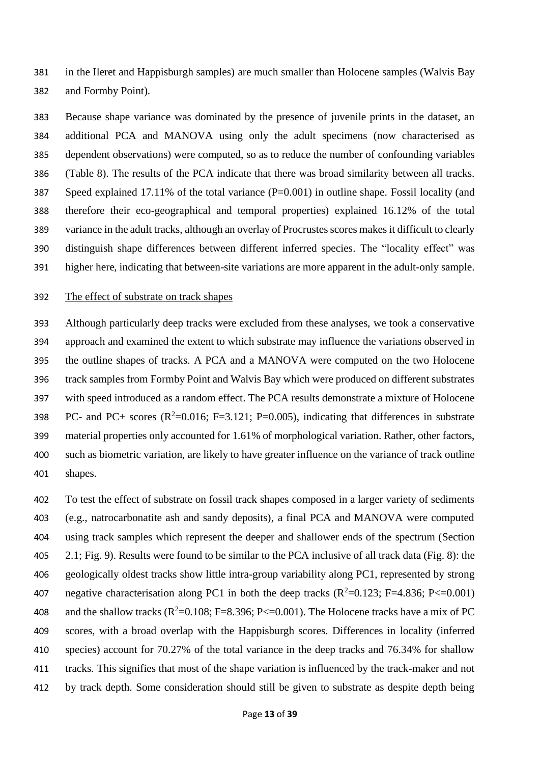in the Ileret and Happisburgh samples) are much smaller than Holocene samples (Walvis Bay and Formby Point).

Because shape variance was dominated by the presence of juvenile prints in the dataset, an additional PCA and MANOVA using only the adult specimens (now characterised as dependent observations) were computed, so as to reduce the number of confounding variables (Table 8). The results of the PCA indicate that there was broad similarity between all tracks. Speed explained 17.11% of the total variance (P=0.001) in outline shape. Fossil locality (and therefore their eco-geographical and temporal properties) explained 16.12% of the total variance in the adult tracks, although an overlay of Procrustes scores makes it difficult to clearly distinguish shape differences between different inferred species. The "locality effect" was higher here, indicating that between-site variations are more apparent in the adult-only sample.

The effect of substrate on track shapes

Although particularly deep tracks were excluded from these analyses, we took a conservative approach and examined the extent to which substrate may influence the variations observed in the outline shapes of tracks. A PCA and a MANOVA were computed on the two Holocene track samples from Formby Point and Walvis Bay which were produced on different substrates with speed introduced as a random effect. The PCA results demonstrate a mixture of Holocene PC- and PC+ scores ($R^2$=0.016; F=3.121; P=0.005), indicating that differences in substrate material properties only accounted for 1.61% of morphological variation. Rather, other factors, such as biometric variation, are likely to have greater influence on the variance of track outline shapes.

To test the effect of substrate on fossil track shapes composed in a larger variety of sediments (e.g., natrocarbonatite ash and sandy deposits), a final PCA and MANOVA were computed using track samples which represent the deeper and shallower ends of the spectrum (Section 2.1; Fig. 9). Results were found to be similar to the PCA inclusive of all track data (Fig. 8): the geologically oldest tracks show little intra-group variability along PC1, represented by strong negative characterisation along PC1 in both the deep tracks ($R^2$=0.123; F=4.836; P<=0.001) and the shallow tracks ($R^2$=0.108; F=8.396; P<=0.001). The Holocene tracks have a mix of PC scores, with a broad overlap with the Happisburgh scores. Differences in locality (inferred species) account for 70.27% of the total variance in the deep tracks and 76.34% for shallow tracks. This signifies that most of the shape variation is influenced by the track-maker and not by track depth. Some consideration should still be given to substrate as despite depth being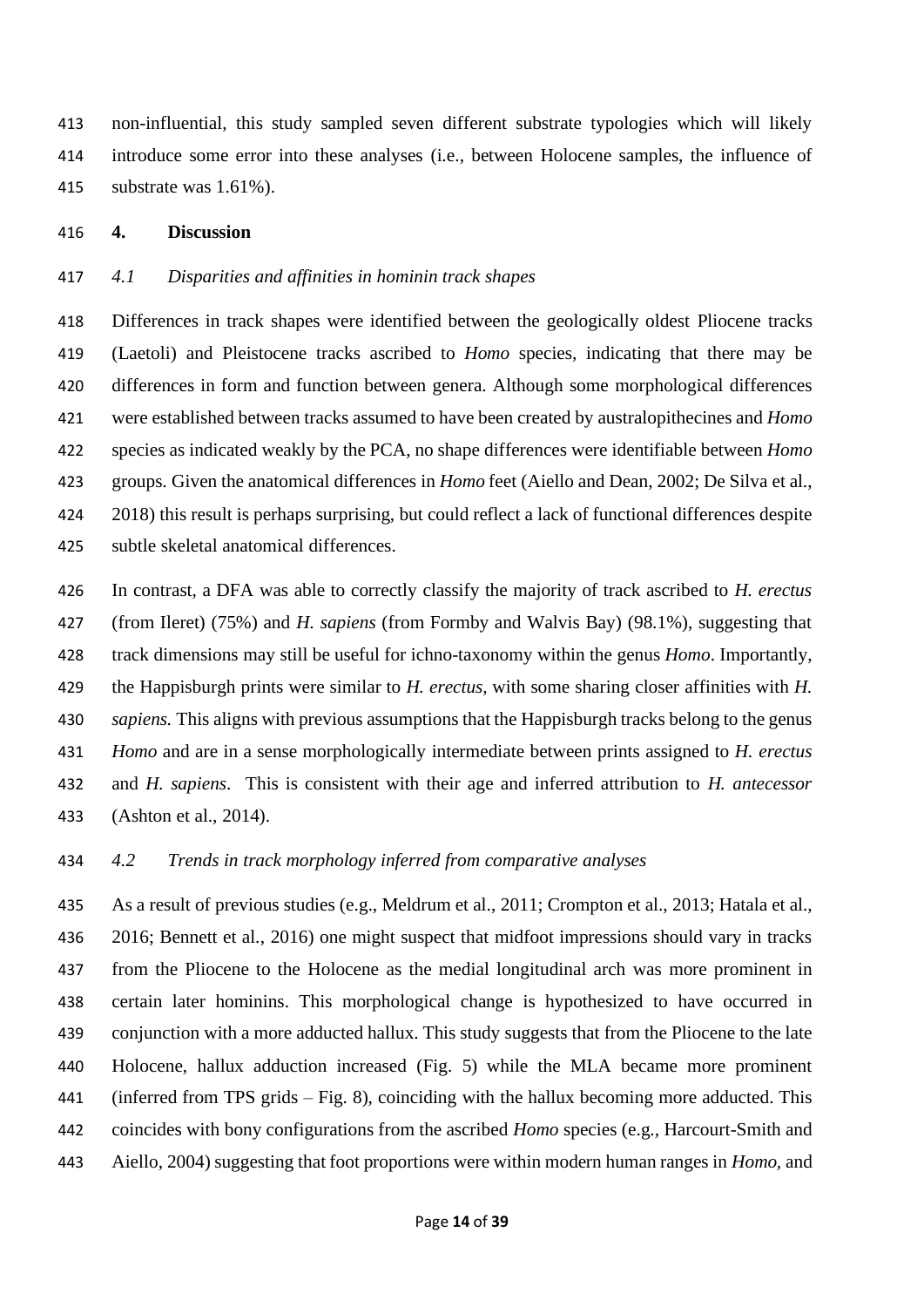non-influential, this study sampled seven different substrate typologies which will likely introduce some error into these analyses (i.e., between Holocene samples, the influence of substrate was 1.61%).

## 4. Discussion

### *4.1 Disparities and affinities in hominin track shapes*

Differences in track shapes were identified between the geologically oldest Pliocene tracks (Laetoli) and Pleistocene tracks ascribed to *Homo* species, indicating that there may be differences in form and function between genera. Although some morphological differences were established between tracks assumed to have been created by australopithecines and *Homo* species as indicated weakly by the PCA, no shape differences were identifiable between *Homo* groups. Given the anatomical differences in *Homo* feet (Aiello and Dean, 2002; De Silva et al., 2018) this result is perhaps surprising, but could reflect a lack of functional differences despite subtle skeletal anatomical differences.

In contrast, a DFA was able to correctly classify the majority of track ascribed to *H. erectus* (from Ileret) (75%) and *H. sapiens* (from Formby and Walvis Bay) (98.1%), suggesting that track dimensions may still be useful for ichno-taxonomy within the genus *Homo*. Importantly, the Happisburgh prints were similar to *H. erectus,* with some sharing closer affinities with *H. sapiens.* This aligns with previous assumptions that the Happisburgh tracks belong to the genus *Homo* and are in a sense morphologically intermediate between prints assigned to *H. erectus* and *H. sapiens*. This is consistent with their age and inferred attribution to *H. antecessor* (Ashton et al., 2014).

### *4.2 Trends in track morphology inferred from comparative analyses*

As a result of previous studies (e.g., Meldrum et al., 2011; Crompton et al., 2013; Hatala et al., 2016; Bennett et al., 2016) one might suspect that midfoot impressions should vary in tracks from the Pliocene to the Holocene as the medial longitudinal arch was more prominent in certain later hominins. This morphological change is hypothesized to have occurred in conjunction with a more adducted hallux. This study suggests that from the Pliocene to the late Holocene, hallux adduction increased (Fig. 5) while the MLA became more prominent (inferred from TPS grids – Fig. 8), coinciding with the hallux becoming more adducted. This coincides with bony configurations from the ascribed *Homo* species (e.g., Harcourt-Smith and Aiello, 2004) suggesting that foot proportions were within modern human ranges in *Homo,* and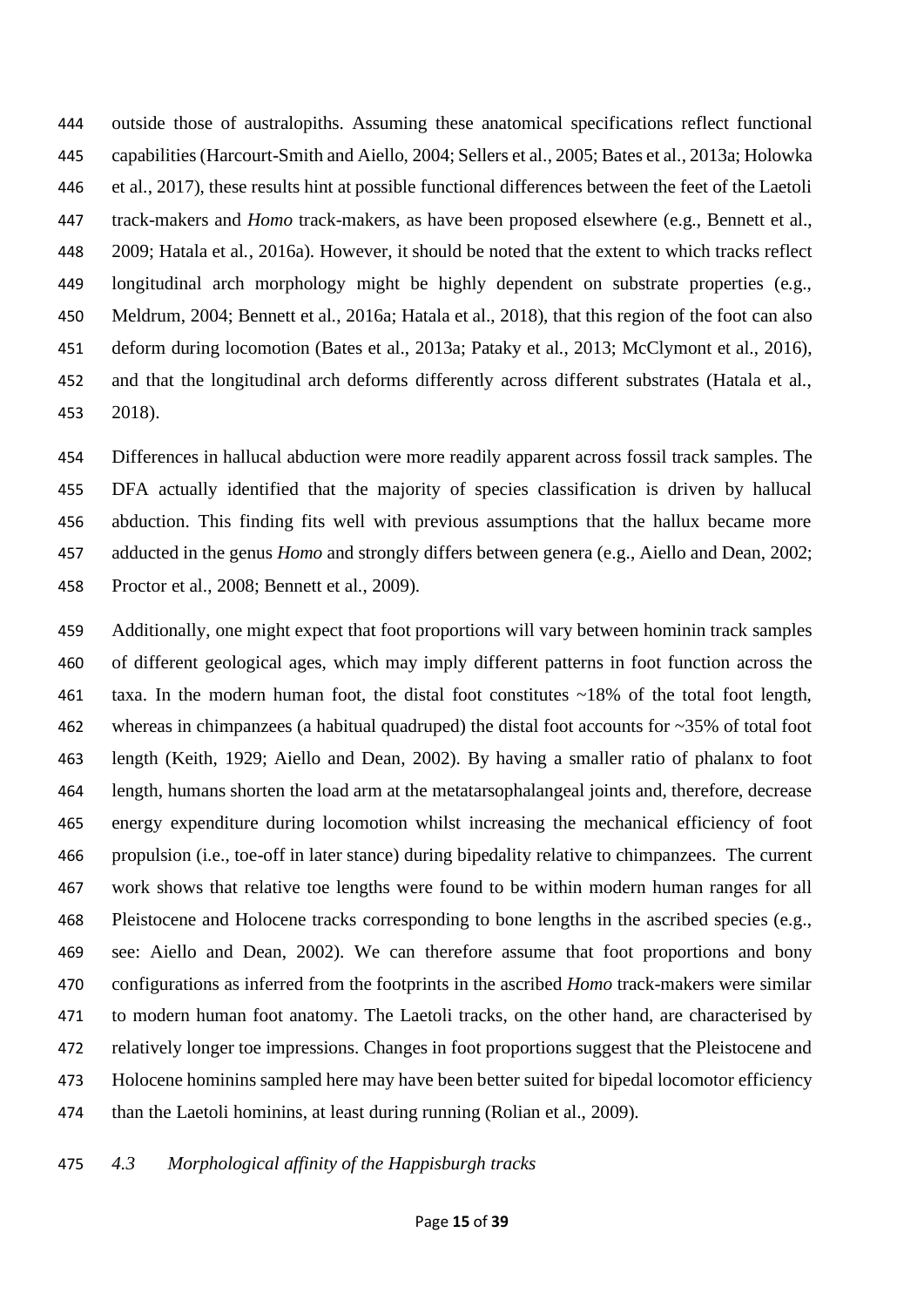outside those of australopiths. Assuming these anatomical specifications reflect functional capabilities (Harcourt-Smith and Aiello, 2004; Sellers et al., 2005; Bates et al., 2013a; Holowka et al., 2017), these results hint at possible functional differences between the feet of the Laetoli track-makers and *Homo* track-makers, as have been proposed elsewhere (e.g., Bennett et al., 2009; Hatala et al., 2016a). However, it should be noted that the extent to which tracks reflect longitudinal arch morphology might be highly dependent on substrate properties (e.g., Meldrum, 2004; Bennett et al., 2016a; Hatala et al., 2018), that this region of the foot can also deform during locomotion (Bates et al., 2013a; Pataky et al., 2013; McClymont et al., 2016), and that the longitudinal arch deforms differently across different substrates (Hatala et al., 2018).

Differences in hallucal abduction were more readily apparent across fossil track samples. The DFA actually identified that the majority of species classification is driven by hallucal abduction. This finding fits well with previous assumptions that the hallux became more adducted in the genus *Homo* and strongly differs between genera (e.g., Aiello and Dean, 2002; Proctor et al., 2008; Bennett et al., 2009).

Additionally, one might expect that foot proportions will vary between hominin track samples of different geological ages, which may imply different patterns in foot function across the taxa. In the modern human foot, the distal foot constitutes ~18% of the total foot length, whereas in chimpanzees (a habitual quadruped) the distal foot accounts for ~35% of total foot length (Keith, 1929; Aiello and Dean, 2002). By having a smaller ratio of phalanx to foot length, humans shorten the load arm at the metatarsophalangeal joints and, therefore, decrease energy expenditure during locomotion whilst increasing the mechanical efficiency of foot propulsion (i.e., toe-off in later stance) during bipedality relative to chimpanzees. The current work shows that relative toe lengths were found to be within modern human ranges for all Pleistocene and Holocene tracks corresponding to bone lengths in the ascribed species (e.g., see: Aiello and Dean, 2002). We can therefore assume that foot proportions and bony configurations as inferred from the footprints in the ascribed *Homo* track-makers were similar to modern human foot anatomy. The Laetoli tracks, on the other hand, are characterised by relatively longer toe impressions. Changes in foot proportions suggest that the Pleistocene and Holocene hominins sampled here may have been better suited for bipedal locomotor efficiency than the Laetoli hominins, at least during running (Rolian et al., 2009).

### *4.3 Morphological affinity of the Happisburgh tracks*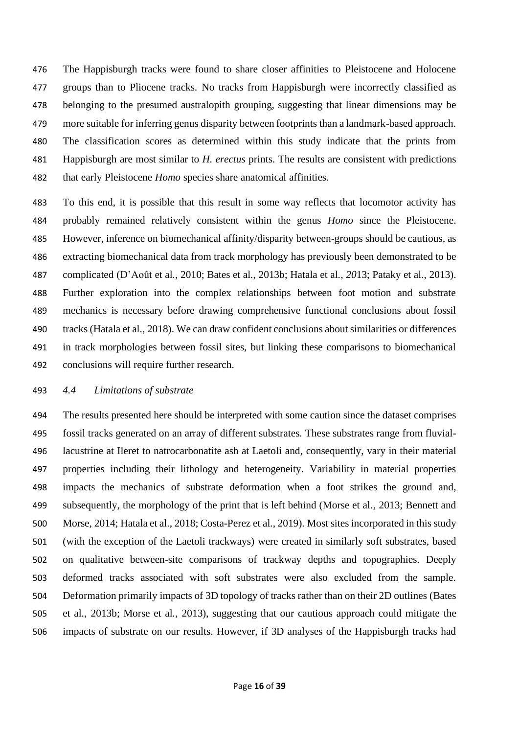The Happisburgh tracks were found to share closer affinities to Pleistocene and Holocene groups than to Pliocene tracks. No tracks from Happisburgh were incorrectly classified as belonging to the presumed australopith grouping, suggesting that linear dimensions may be more suitable for inferring genus disparity between footprints than a landmark-based approach. The classification scores as determined within this study indicate that the prints from Happisburgh are most similar to *H. erectus* prints. The results are consistent with predictions that early Pleistocene *Homo* species share anatomical affinities.

To this end, it is possible that this result in some way reflects that locomotor activity has probably remained relatively consistent within the genus *Homo* since the Pleistocene. However, inference on biomechanical affinity/disparity between-groups should be cautious, as extracting biomechanical data from track morphology has previously been demonstrated to be complicated (D'Août et al., 2010; Bates et al., 2013b; Hatala et al., 2013; Pataky et al., 2013). Further exploration into the complex relationships between foot motion and substrate mechanics is necessary before drawing comprehensive functional conclusions about fossil tracks (Hatala et al., 2018). We can draw confident conclusions about similarities or differences in track morphologies between fossil sites, but linking these comparisons to biomechanical conclusions will require further research.

### *4.4 Limitations of substrate*

The results presented here should be interpreted with some caution since the dataset comprises fossil tracks generated on an array of different substrates. These substrates range from fluvial-lacustrine at Ileret to natrocarbonatite ash at Laetoli and, consequently, vary in their material properties including their lithology and heterogeneity. Variability in material properties impacts the mechanics of substrate deformation when a foot strikes the ground and, subsequently, the morphology of the print that is left behind (Morse et al., 2013; Bennett and Morse, 2014; Hatala et al., 2018; Costa-Perez et al., 2019). Most sites incorporated in this study (with the exception of the Laetoli trackways) were created in similarly soft substrates, based on qualitative between-site comparisons of trackway depths and topographies. Deeply deformed tracks associated with soft substrates were also excluded from the sample. Deformation primarily impacts of 3D topology of tracks rather than on their 2D outlines (Bates et al., 2013b; Morse et al., 2013), suggesting that our cautious approach could mitigate the impacts of substrate on our results. However, if 3D analyses of the Happisburgh tracks had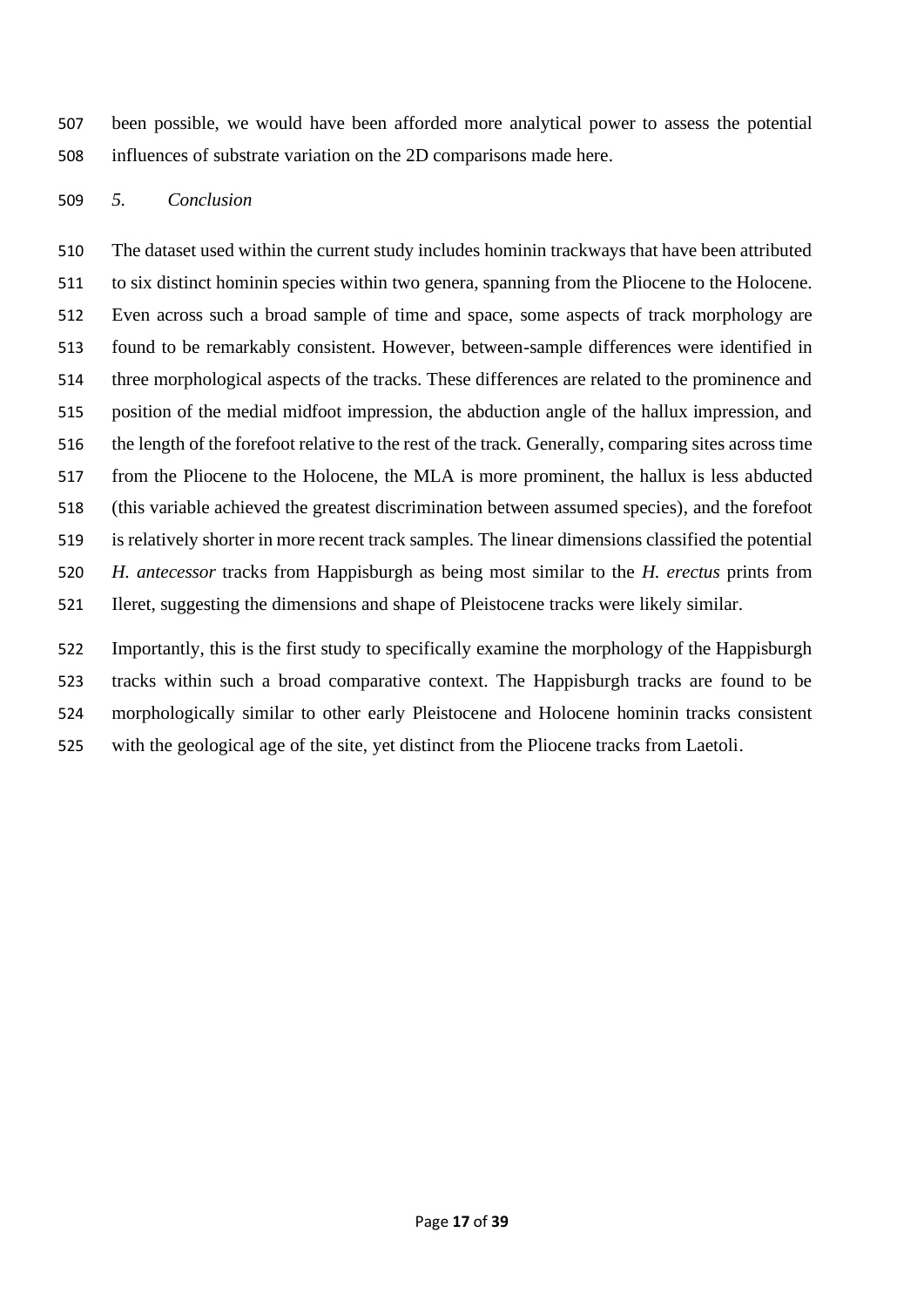been possible, we would have been afforded more analytical power to assess the potential influences of substrate variation on the 2D comparisons made here.

## *5. Conclusion*

The dataset used within the current study includes hominin trackways that have been attributed to six distinct hominin species within two genera, spanning from the Pliocene to the Holocene. Even across such a broad sample of time and space, some aspects of track morphology are found to be remarkably consistent. However, between-sample differences were identified in three morphological aspects of the tracks. These differences are related to the prominence and position of the medial midfoot impression, the abduction angle of the hallux impression, and the length of the forefoot relative to the rest of the track. Generally, comparing sites across time from the Pliocene to the Holocene, the MLA is more prominent, the hallux is less abducted (this variable achieved the greatest discrimination between assumed species), and the forefoot is relatively shorter in more recent track samples. The linear dimensions classified the potential *H. antecessor* tracks from Happisburgh as being most similar to the *H. erectus* prints from Ileret, suggesting the dimensions and shape of Pleistocene tracks were likely similar.

Importantly, this is the first study to specifically examine the morphology of the Happisburgh tracks within such a broad comparative context. The Happisburgh tracks are found to be morphologically similar to other early Pleistocene and Holocene hominin tracks consistent with the geological age of the site, yet distinct from the Pliocene tracks from Laetoli.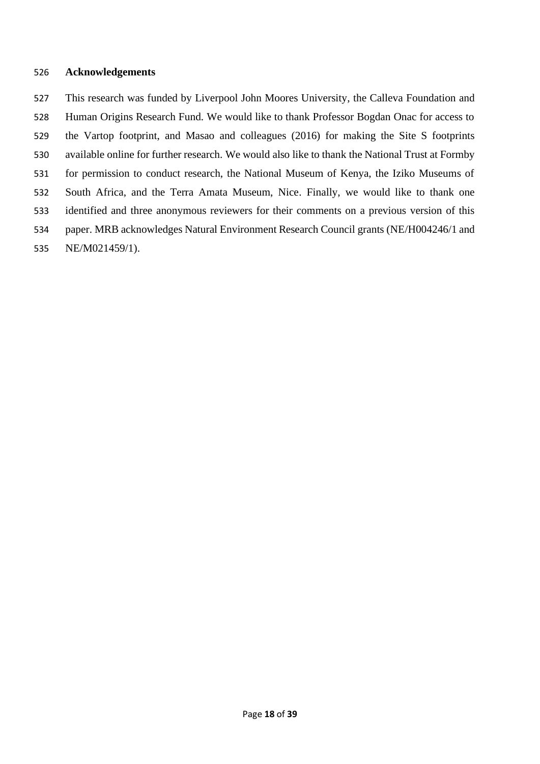## Acknowledgements

This research was funded by Liverpool John Moores University, the Calleva Foundation and Human Origins Research Fund. We would like to thank Professor Bogdan Onac for access to the Vartop footprint, and Masao and colleagues (2016) for making the Site S footprints available online for further research. We would also like to thank the National Trust at Formby for permission to conduct research, the National Museum of Kenya, the Iziko Museums of South Africa, and the Terra Amata Museum, Nice. Finally, we would like to thank one identified and three anonymous reviewers for their comments on a previous version of this paper. MRB acknowledges Natural Environment Research Council grants (NE/H004246/1 and NE/M021459/1).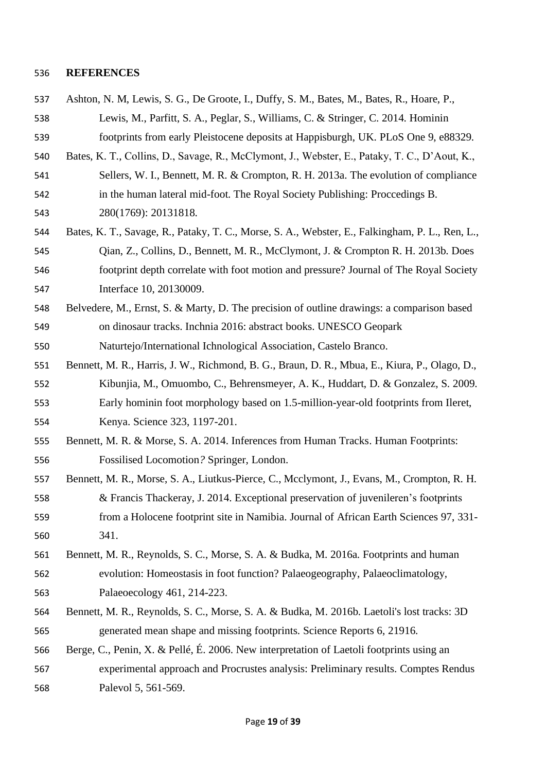## REFERENCES

Ashton, N. M, Lewis, S. G., De Groote, I., Duffy, S. M., Bates, M., Bates, R., Hoare, P., Lewis, M., Parfitt, S. A., Peglar, S., Williams, C. & Stringer, C. 2014. Hominin footprints from early Pleistocene deposits at Happisburgh, UK. PLoS One 9, e88329.

Bates, K. T., Collins, D., Savage, R., McClymont, J., Webster, E., Pataky, T. C., D'Aout, K., Sellers, W. I., Bennett, M. R. & Crompton, R. H. 2013a. The evolution of compliance in the human lateral mid-foot. The Royal Society Publishing: Proccedings B. 280(1769): 20131818.

Bates, K. T., Savage, R., Pataky, T. C., Morse, S. A., Webster, E., Falkingham, P. L., Ren, L., Qian, Z., Collins, D., Bennett, M. R., McClymont, J. & Crompton R. H. 2013b. Does footprint depth correlate with foot motion and pressure? Journal of The Royal Society Interface 10, 20130009.

Belvedere, M., Ernst, S. & Marty, D. The precision of outline drawings: a comparison based on dinosaur tracks. Inchnia 2016: abstract books. UNESCO Geopark Naturtejo/International Ichnological Association, Castelo Branco.

Bennett, M. R., Harris, J. W., Richmond, B. G., Braun, D. R., Mbua, E., Kiura, P., Olago, D., Kibunjia, M., Omuombo, C., Behrensmeyer, A. K., Huddart, D. & Gonzalez, S. 2009. Early hominin foot morphology based on 1.5-million-year-old footprints from Ileret, Kenya. Science 323, 1197-201.

Bennett, M. R. & Morse, S. A. 2014. Inferences from Human Tracks. Human Footprints: Fossilised Locomotion*?* Springer, London.

Bennett, M. R., Morse, S. A., Liutkus-Pierce, C., Mcclymont, J., Evans, M., Crompton, R. H. & Francis Thackeray, J. 2014. Exceptional preservation of juvenileren's footprints from a Holocene footprint site in Namibia. Journal of African Earth Sciences 97, 331-341.

Bennett, M. R., Reynolds, S. C., Morse, S. A. & Budka, M. 2016a. Footprints and human evolution: Homeostasis in foot function? Palaeogeography, Palaeoclimatology, Palaeoecology 461, 214-223.

Bennett, M. R., Reynolds, S. C., Morse, S. A. & Budka, M. 2016b. Laetoli's lost tracks: 3D generated mean shape and missing footprints. Science Reports 6, 21916.

Berge, C., Penin, X. & Pellé, É. 2006. New interpretation of Laetoli footprints using an experimental approach and Procrustes analysis: Preliminary results. Comptes Rendus Palevol 5, 561-569.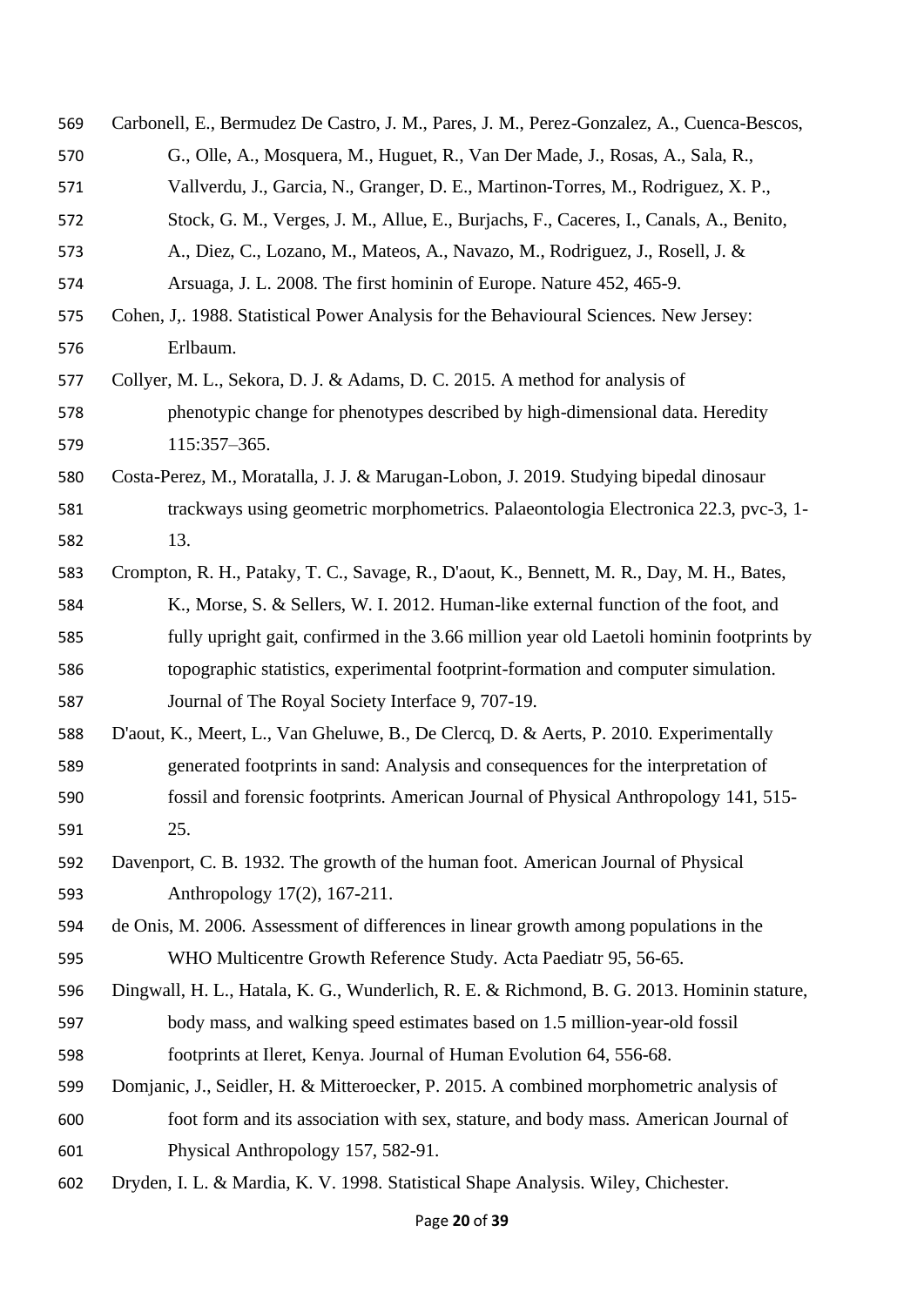Carbonell, E., Bermudez De Castro, J. M., Pares, J. M., Perez-Gonzalez, A., Cuenca-Bescos, G., Olle, A., Mosquera, M., Huguet, R., Van Der Made, J., Rosas, A., Sala, R., Vallverdu, J., Garcia, N., Granger, D. E., Martinon-Torres, M., Rodriguez, X. P., Stock, G. M., Verges, J. M., Allue, E., Burjachs, F., Caceres, I., Canals, A., Benito, A., Diez, C., Lozano, M., Mateos, A., Navazo, M., Rodriguez, J., Rosell, J. & Arsuaga, J. L. 2008. The first hominin of Europe. Nature 452, 465-9.

Cohen, J,. 1988. Statistical Power Analysis for the Behavioural Sciences. New Jersey: Erlbaum.

Collyer, M. L., Sekora, D. J. & Adams, D. C. 2015. A method for analysis of phenotypic change for phenotypes described by high-dimensional data. Heredity 115:357–365.

Costa-Perez, M., Moratalla, J. J. & Marugan-Lobon, J. 2019. Studying bipedal dinosaur trackways using geometric morphometrics. Palaeontologia Electronica 22.3, pvc-3, 1-13.

Crompton, R. H., Pataky, T. C., Savage, R., D'aout, K., Bennett, M. R., Day, M. H., Bates, K., Morse, S. & Sellers, W. I. 2012. Human-like external function of the foot, and fully upright gait, confirmed in the 3.66 million year old Laetoli hominin footprints by topographic statistics, experimental footprint-formation and computer simulation. Journal of The Royal Society Interface 9, 707-19.

D'aout, K., Meert, L., Van Gheluwe, B., De Clercq, D. & Aerts, P. 2010. Experimentally generated footprints in sand: Analysis and consequences for the interpretation of fossil and forensic footprints. American Journal of Physical Anthropology 141, 515-25.

Davenport, C. B. 1932. The growth of the human foot. American Journal of Physical Anthropology 17(2), 167-211.

de Onis, M. 2006. Assessment of differences in linear growth among populations in the WHO Multicentre Growth Reference Study. Acta Paediatr 95, 56-65.

Dingwall, H. L., Hatala, K. G., Wunderlich, R. E. & Richmond, B. G. 2013. Hominin stature, body mass, and walking speed estimates based on 1.5 million-year-old fossil footprints at Ileret, Kenya. Journal of Human Evolution 64, 556-68.

Domjanic, J., Seidler, H. & Mitteroecker, P. 2015. A combined morphometric analysis of foot form and its association with sex, stature, and body mass. American Journal of Physical Anthropology 157, 582-91.

Dryden, I. L. & Mardia, K. V. 1998. Statistical Shape Analysis. Wiley, Chichester.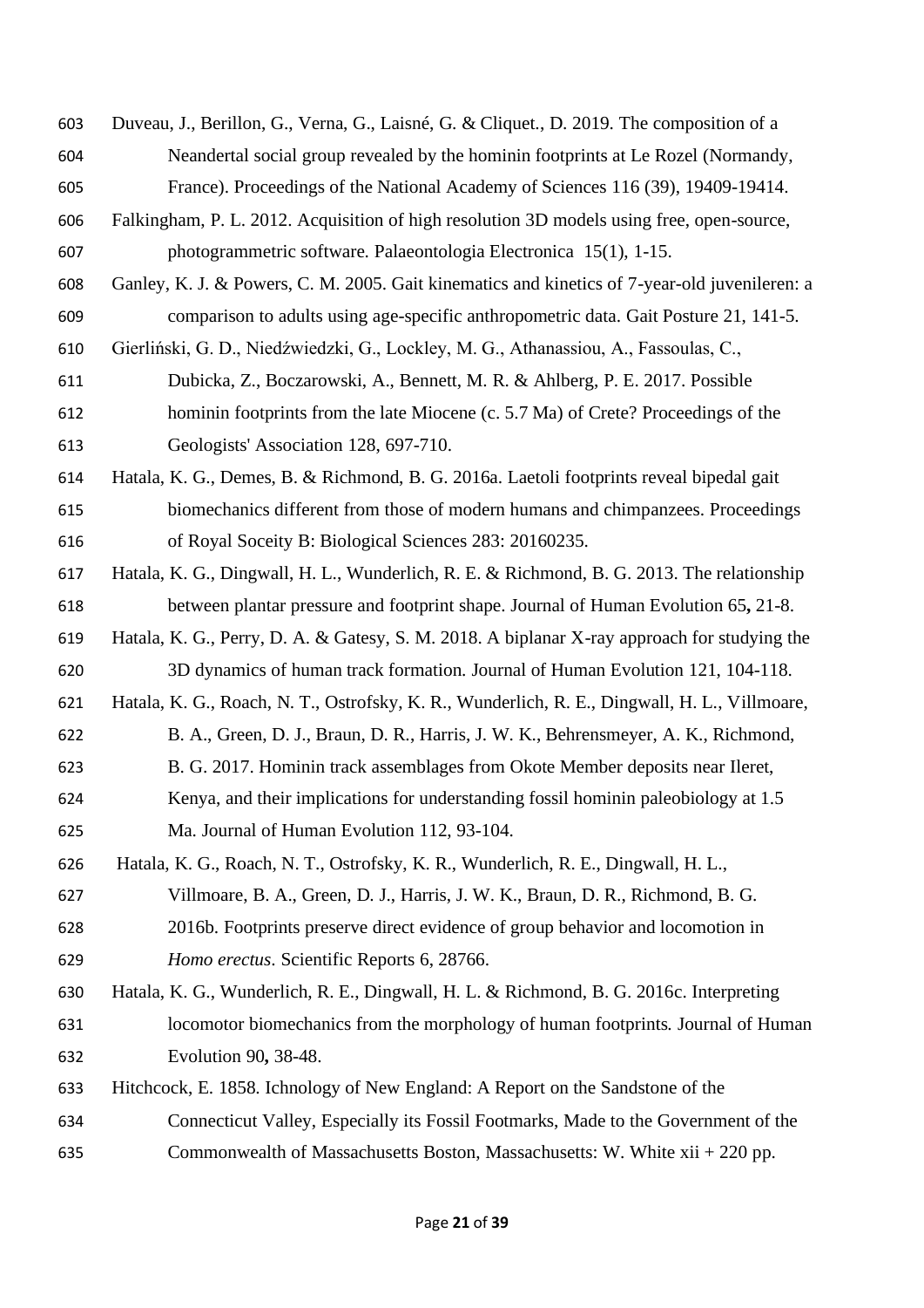Duveau, J., Berillon, G., Verna, G., Laisné, G. & Cliquet., D. 2019. The composition of a Neandertal social group revealed by the hominin footprints at Le Rozel (Normandy, France). Proceedings of the National Academy of Sciences 116 (39), 19409-19414.

Falkingham, P. L. 2012. Acquisition of high resolution 3D models using free, open-source, photogrammetric software. Palaeontologia Electronica 15(1), 1-15.

Ganley, K. J. & Powers, C. M. 2005. Gait kinematics and kinetics of 7-year-old juvenileren: a comparison to adults using age-specific anthropometric data. Gait Posture 21, 141-5.

Gierliński, G. D., Niedźwiedzki, G., Lockley, M. G., Athanassiou, A., Fassoulas, C., Dubicka, Z., Boczarowski, A., Bennett, M. R. & Ahlberg, P. E. 2017. Possible hominin footprints from the late Miocene (c. 5.7 Ma) of Crete? Proceedings of the Geologists' Association 128, 697-710.

Hatala, K. G., Demes, B. & Richmond, B. G. 2016a. Laetoli footprints reveal bipedal gait biomechanics different from those of modern humans and chimpanzees. Proceedings of Royal Soceity B: Biological Sciences 283: 20160235.

Hatala, K. G., Dingwall, H. L., Wunderlich, R. E. & Richmond, B. G. 2013. The relationship between plantar pressure and footprint shape. Journal of Human Evolution 65**,** 21-8.

Hatala, K. G., Perry, D. A. & Gatesy, S. M. 2018. A biplanar X-ray approach for studying the 3D dynamics of human track formation. Journal of Human Evolution 121, 104-118.

Hatala, K. G., Roach, N. T., Ostrofsky, K. R., Wunderlich, R. E., Dingwall, H. L., Villmoare, B. A., Green, D. J., Braun, D. R., Harris, J. W. K., Behrensmeyer, A. K., Richmond, B. G. 2017. Hominin track assemblages from Okote Member deposits near Ileret, Kenya, and their implications for understanding fossil hominin paleobiology at 1.5 Ma. Journal of Human Evolution 112, 93-104.

Hatala, K. G., Roach, N. T., Ostrofsky, K. R., Wunderlich, R. E., Dingwall, H. L., Villmoare, B. A., Green, D. J., Harris, J. W. K., Braun, D. R., Richmond, B. G. 2016b. Footprints preserve direct evidence of group behavior and locomotion in *Homo erectus*. Scientific Reports 6, 28766.

Hatala, K. G., Wunderlich, R. E., Dingwall, H. L. & Richmond, B. G. 2016c. Interpreting locomotor biomechanics from the morphology of human footprints*.* Journal of Human Evolution 90**,** 38-48.

Hitchcock, E. 1858. Ichnology of New England: A Report on the Sandstone of the Connecticut Valley, Especially its Fossil Footmarks, Made to the Government of the Commonwealth of Massachusetts Boston, Massachusetts: W. White xii + 220 pp.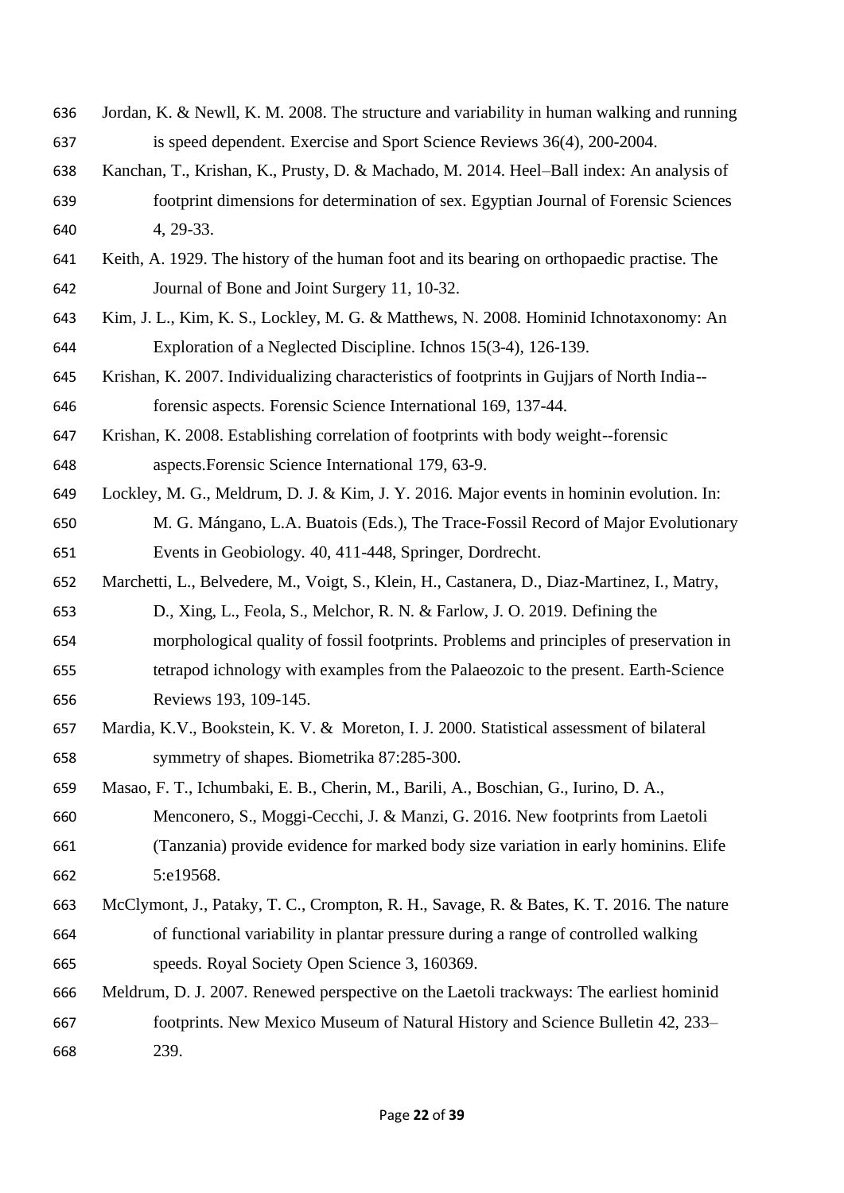Jordan, K. & Newll, K. M. 2008. The structure and variability in human walking and running is speed dependent. Exercise and Sport Science Reviews 36(4), 200-2004.

Kanchan, T., Krishan, K., Prusty, D. & Machado, M. 2014. Heel–Ball index: An analysis of footprint dimensions for determination of sex. Egyptian Journal of Forensic Sciences 4, 29-33.

Keith, A. 1929. The history of the human foot and its bearing on orthopaedic practise. The Journal of Bone and Joint Surgery 11, 10-32.

Kim, J. L., Kim, K. S., Lockley, M. G. & Matthews, N. 2008. Hominid Ichnotaxonomy: An Exploration of a Neglected Discipline. Ichnos 15(3-4), 126-139.

Krishan, K. 2007. Individualizing characteristics of footprints in Gujjars of North India--forensic aspects. Forensic Science International 169, 137-44.

Krishan, K. 2008. Establishing correlation of footprints with body weight--forensic aspects.Forensic Science International 179, 63-9.

Lockley, M. G., Meldrum, D. J. & Kim, J. Y. 2016. Major events in hominin evolution. In: M. G. Mángano, L.A. Buatois (Eds.), The Trace-Fossil Record of Major Evolutionary Events in Geobiology. 40, 411-448, Springer, Dordrecht.

Marchetti, L., Belvedere, M., Voigt, S., Klein, H., Castanera, D., Diaz-Martinez, I., Matry, D., Xing, L., Feola, S., Melchor, R. N. & Farlow, J. O. 2019. Defining the morphological quality of fossil footprints. Problems and principles of preservation in tetrapod ichnology with examples from the Palaeozoic to the present. Earth-Science Reviews 193, 109-145.

Mardia, K.V., Bookstein, K. V. & Moreton, I. J. 2000. Statistical assessment of bilateral symmetry of shapes. Biometrika 87:285-300.

Masao, F. T., Ichumbaki, E. B., Cherin, M., Barili, A., Boschian, G., Iurino, D. A., Menconero, S., Moggi-Cecchi, J. & Manzi, G. 2016. New footprints from Laetoli (Tanzania) provide evidence for marked body size variation in early hominins. Elife 5:e19568.

McClymont, J., Pataky, T. C., Crompton, R. H., Savage, R. & Bates, K. T. 2016. The nature of functional variability in plantar pressure during a range of controlled walking speeds. Royal Society Open Science 3, 160369.

Meldrum, D. J. 2007. Renewed perspective on the Laetoli trackways: The earliest hominid footprints. New Mexico Museum of Natural History and Science Bulletin 42, 233–239.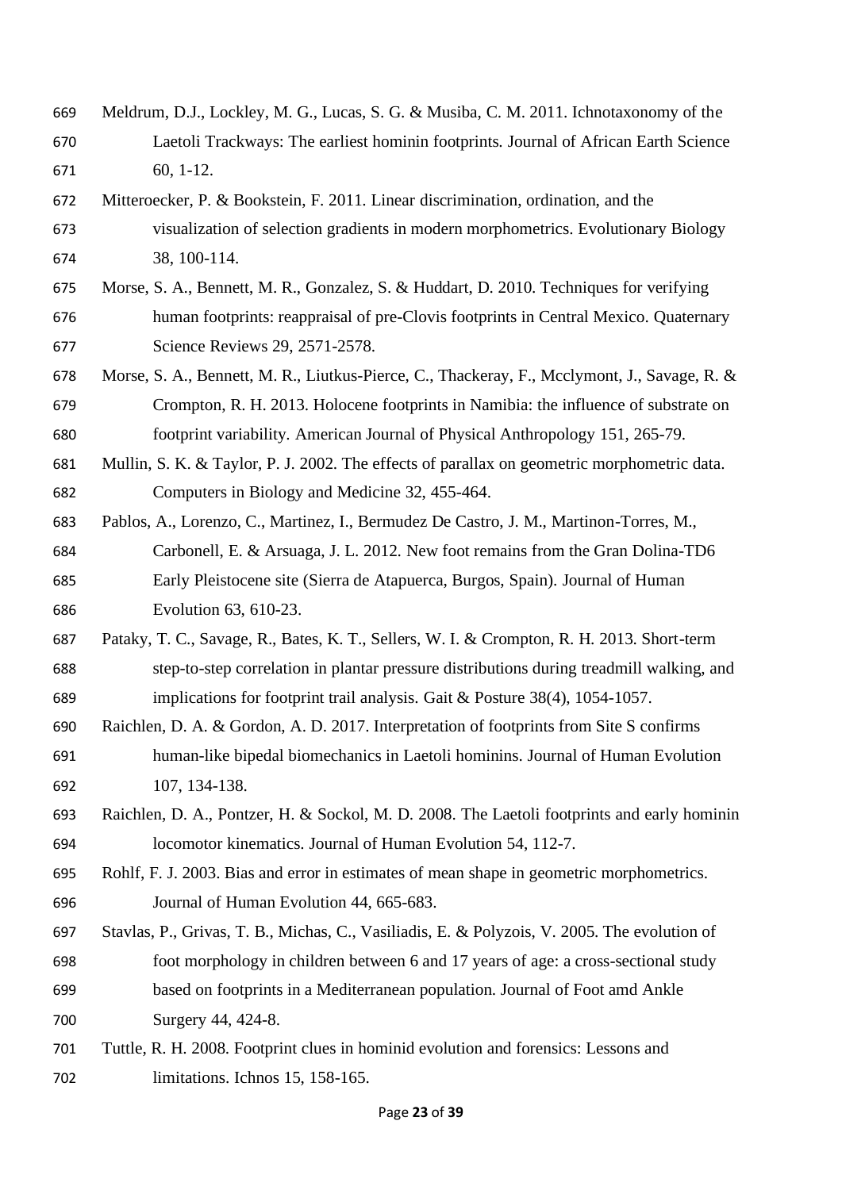Meldrum, D.J., Lockley, M. G., Lucas, S. G. & Musiba, C. M. 2011. Ichnotaxonomy of the Laetoli Trackways: The earliest hominin footprints. Journal of African Earth Science 60, 1-12.

Mitteroecker, P. & Bookstein, F. 2011. Linear discrimination, ordination, and the visualization of selection gradients in modern morphometrics. Evolutionary Biology 38, 100-114.

Morse, S. A., Bennett, M. R., Gonzalez, S. & Huddart, D. 2010. Techniques for verifying human footprints: reappraisal of pre-Clovis footprints in Central Mexico. Quaternary Science Reviews 29, 2571-2578.

Morse, S. A., Bennett, M. R., Liutkus-Pierce, C., Thackeray, F., Mcclymont, J., Savage, R. & Crompton, R. H. 2013. Holocene footprints in Namibia: the influence of substrate on footprint variability. American Journal of Physical Anthropology 151, 265-79.

Mullin, S. K. & Taylor, P. J. 2002. The effects of parallax on geometric morphometric data. Computers in Biology and Medicine 32, 455-464.

Pablos, A., Lorenzo, C., Martinez, I., Bermudez De Castro, J. M., Martinon-Torres, M., Carbonell, E. & Arsuaga, J. L. 2012. New foot remains from the Gran Dolina-TD6 Early Pleistocene site (Sierra de Atapuerca, Burgos, Spain). Journal of Human Evolution 63, 610-23.

Pataky, T. C., Savage, R., Bates, K. T., Sellers, W. I. & Crompton, R. H. 2013. Short-term step-to-step correlation in plantar pressure distributions during treadmill walking, and implications for footprint trail analysis. Gait & Posture 38(4), 1054-1057.

Raichlen, D. A. & Gordon, A. D. 2017. Interpretation of footprints from Site S confirms human-like bipedal biomechanics in Laetoli hominins. Journal of Human Evolution 107, 134-138.

Raichlen, D. A., Pontzer, H. & Sockol, M. D. 2008. The Laetoli footprints and early hominin locomotor kinematics. Journal of Human Evolution 54, 112-7.

Rohlf, F. J. 2003. Bias and error in estimates of mean shape in geometric morphometrics. Journal of Human Evolution 44, 665-683.

Stavlas, P., Grivas, T. B., Michas, C., Vasiliadis, E. & Polyzois, V. 2005. The evolution of foot morphology in children between 6 and 17 years of age: a cross-sectional study based on footprints in a Mediterranean population. Journal of Foot amd Ankle Surgery 44, 424-8.

Tuttle, R. H. 2008. Footprint clues in hominid evolution and forensics: Lessons and limitations. Ichnos 15, 158-165.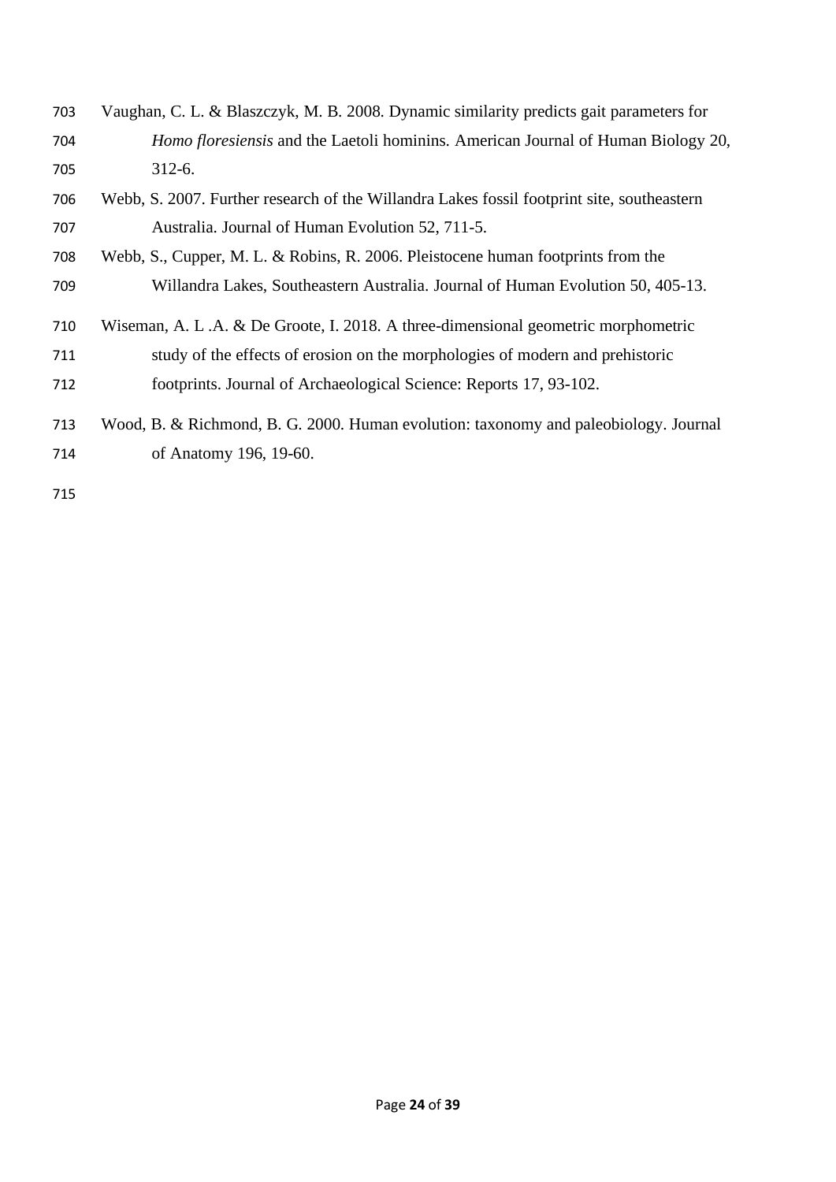Vaughan, C. L. & Blaszczyk, M. B. 2008. Dynamic similarity predicts gait parameters for *Homo floresiensis* and the Laetoli hominins. American Journal of Human Biology 20, 312-6.

Webb, S. 2007. Further research of the Willandra Lakes fossil footprint site, southeastern Australia. Journal of Human Evolution 52, 711-5.

Webb, S., Cupper, M. L. & Robins, R. 2006. Pleistocene human footprints from the Willandra Lakes, Southeastern Australia. Journal of Human Evolution 50, 405-13.

Wiseman, A. L .A. & De Groote, I. 2018. A three-dimensional geometric morphometric study of the effects of erosion on the morphologies of modern and prehistoric footprints. Journal of Archaeological Science: Reports 17, 93-102.

Wood, B. & Richmond, B. G. 2000. Human evolution: taxonomy and paleobiology. Journal of Anatomy 196, 19-60.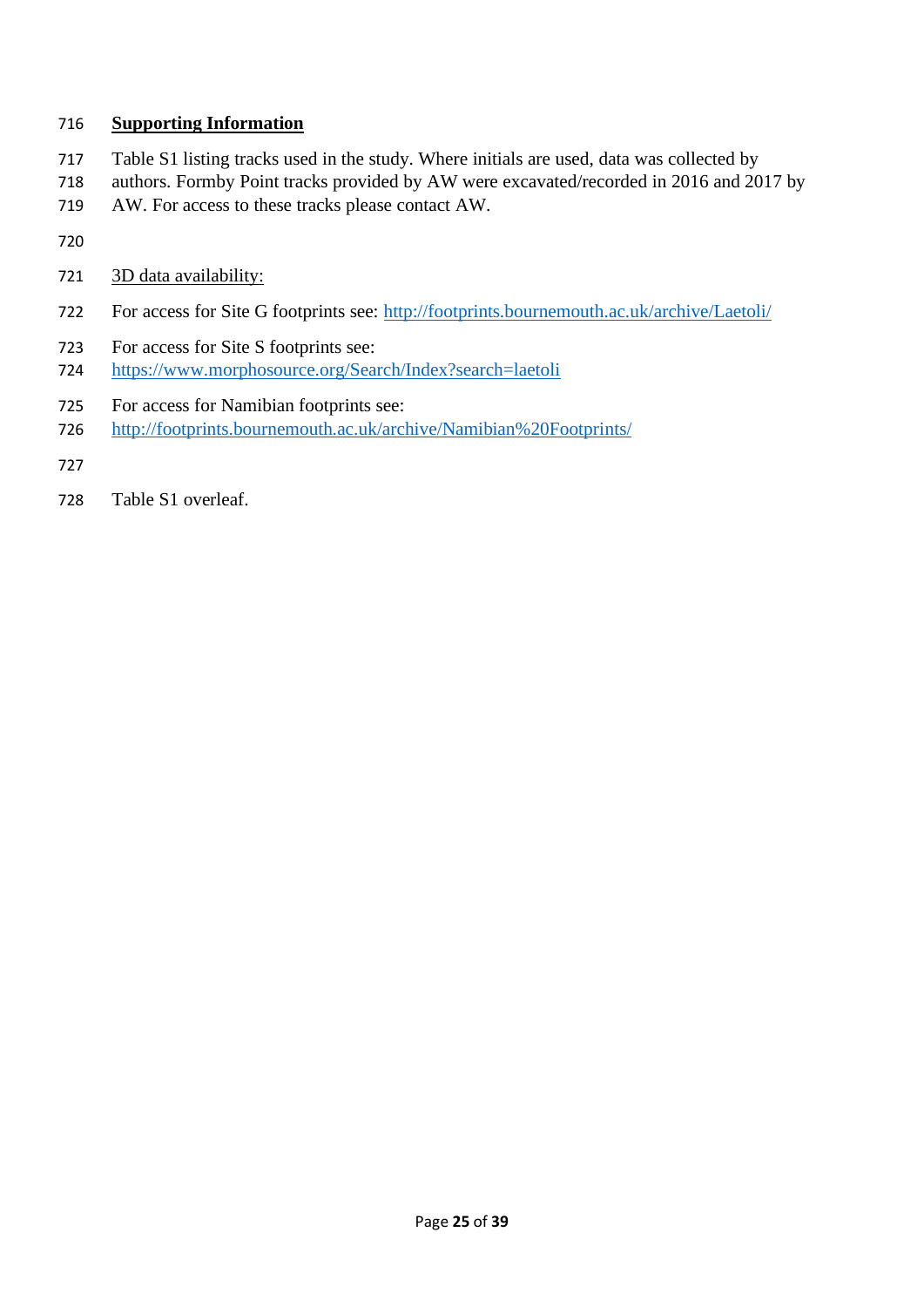## Supporting Information

Table S1 listing tracks used in the study. Where initials are used, data was collected by authors. Formby Point tracks provided by AW were excavated/recorded in 2016 and 2017 by AW. For access to these tracks please contact AW.

3D data availability:

For access for Site G footprints see: http://footprints.bournemouth.ac.uk/archive/Laetoli/

For access for Site S footprints see:
https://www.morphosource.org/Search/Index?search=laetoli

For access for Namibian footprints see:
http://footprints.bournemouth.ac.uk/archive/Namibian%20Footprints/

Table S1 overleaf.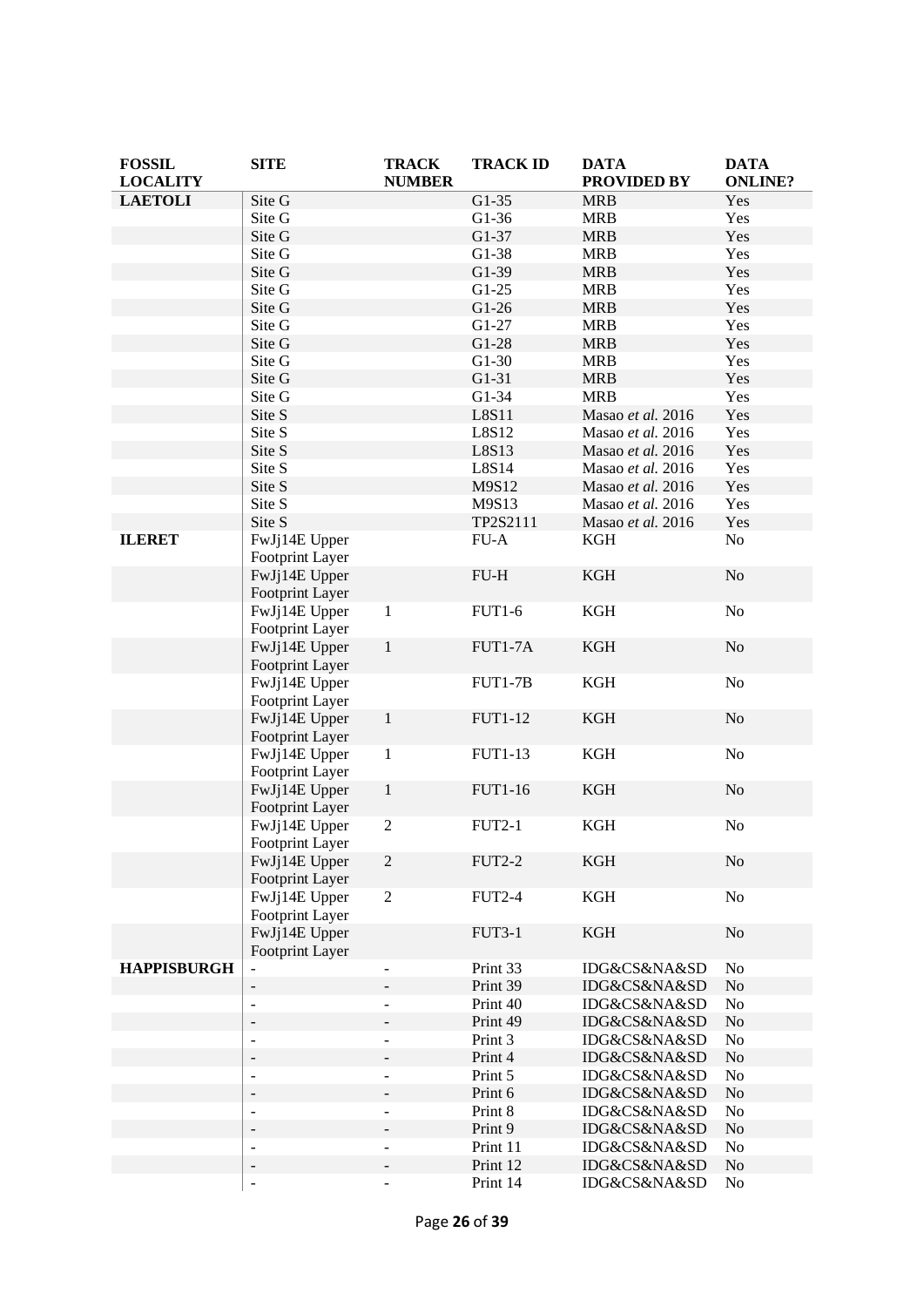| FOSSIL LOCALITY | SITE | TRACK NUMBER | TRACK ID | DATA PROVIDED BY | DATA ONLINE? |
| --- | --- | --- | --- | --- | --- |
| **LAETOLI** | Site G | | G1-35 | MRB | Yes |
| | Site G | | G1-36 | MRB | Yes |
| | Site G | | G1-37 | MRB | Yes |
| | Site G | | G1-38 | MRB | Yes |
| | Site G | | G1-39 | MRB | Yes |
| | Site G | | G1-25 | MRB | Yes |
| | Site G | | G1-26 | MRB | Yes |
| | Site G | | G1-27 | MRB | Yes |
| | Site G | | G1-28 | MRB | Yes |
| | Site G | | G1-30 | MRB | Yes |
| | Site G | | G1-31 | MRB | Yes |
| | Site G | | G1-34 | MRB | Yes |
| | Site S | | L8S11 | Masao *et al.* 2016 | Yes |
| | Site S | | L8S12 | Masao *et al.* 2016 | Yes |
| | Site S | | L8S13 | Masao *et al.* 2016 | Yes |
| | Site S | | L8S14 | Masao *et al.* 2016 | Yes |
| | Site S | | M9S12 | Masao *et al.* 2016 | Yes |
| | Site S | | M9S13 | Masao *et al.* 2016 | Yes |
| | Site S | | TP2S2111 | Masao *et al.* 2016 | Yes |
| **ILERET** | FwJj14E Upper Footprint Layer | | FU-A | KGH | No |
| | FwJj14E Upper Footprint Layer | | FU-H | KGH | No |
| | FwJj14E Upper Footprint Layer | 1 | FUT1-6 | KGH | No |
| | FwJj14E Upper Footprint Layer | 1 | FUT1-7A | KGH | No |
| | FwJj14E Upper Footprint Layer | | FUT1-7B | KGH | No |
| | FwJj14E Upper Footprint Layer | 1 | FUT1-12 | KGH | No |
| | FwJj14E Upper Footprint Layer | 1 | FUT1-13 | KGH | No |
| | FwJj14E Upper Footprint Layer | 1 | FUT1-16 | KGH | No |
| | FwJj14E Upper Footprint Layer | 2 | FUT2-1 | KGH | No |
| | FwJj14E Upper Footprint Layer | 2 | FUT2-2 | KGH | No |
| | FwJj14E Upper Footprint Layer | 2 | FUT2-4 | KGH | No |
| | FwJj14E Upper Footprint Layer | | FUT3-1 | KGH | No |
| **HAPPISBURGH** | - | - | Print 33 | IDG&CS&NA&SD | No |
| | - | - | Print 39 | IDG&CS&NA&SD | No |
| | - | - | Print 40 | IDG&CS&NA&SD | No |
| | - | - | Print 49 | IDG&CS&NA&SD | No |
| | - | - | Print 3 | IDG&CS&NA&SD | No |
| | - | - | Print 4 | IDG&CS&NA&SD | No |
| | - | - | Print 5 | IDG&CS&NA&SD | No |
| | - | - | Print 6 | IDG&CS&NA&SD | No |
| | - | - | Print 8 | IDG&CS&NA&SD | No |
| | - | - | Print 9 | IDG&CS&NA&SD | No |
| | - | - | Print 11 | IDG&CS&NA&SD | No |
| | - | - | Print 12 | IDG&CS&NA&SD | No |
| | - | - | Print 14 | IDG&CS&NA&SD | No |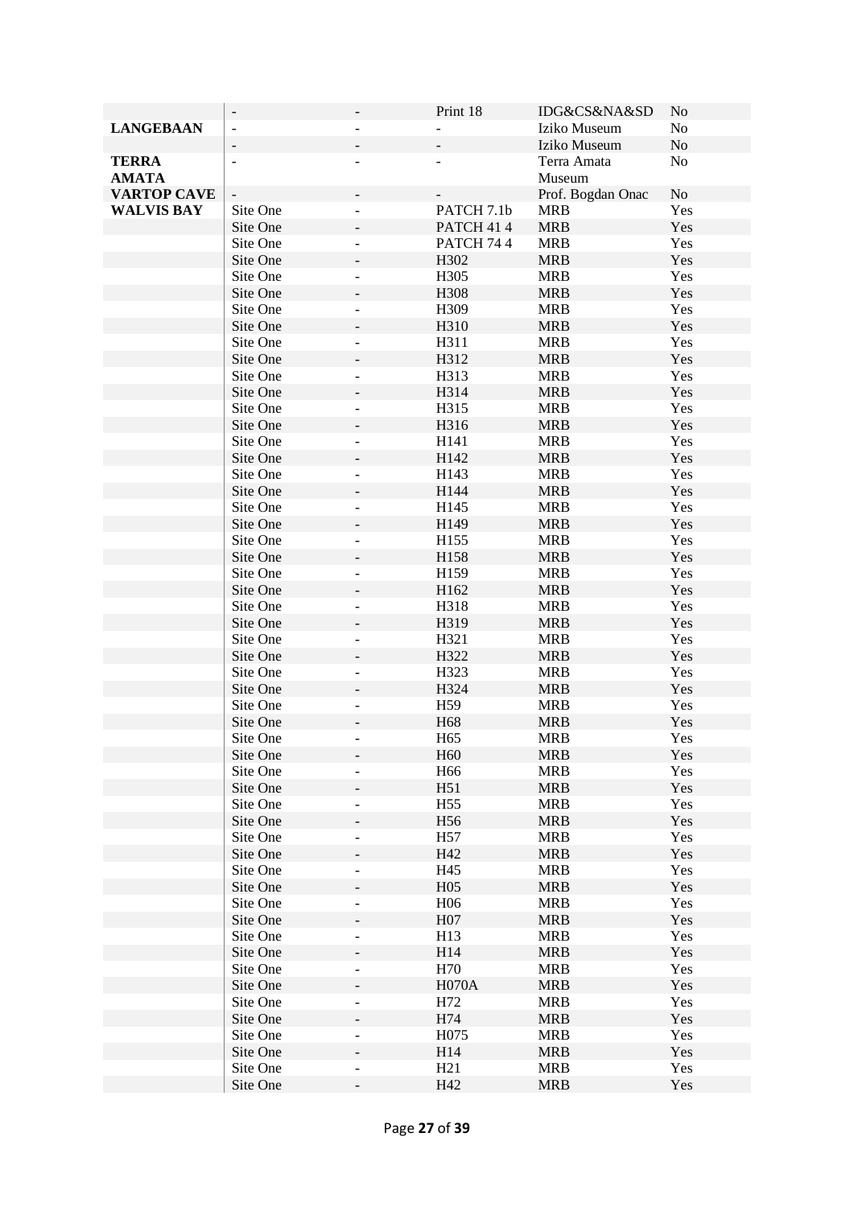| | | | | | |
|---|---|---|---|---|---|
| | - | - | Print 18 | IDG&CS&NA&SD | No |
| **LANGEBAAN** | - | - | - | Iziko Museum | No |
| | - | - | - | Iziko Museum | No |
| **TERRA AMATA** | - | - | - | Terra Amata Museum | No |
| **VARTOP CAVE** | - | - | - | Prof. Bogdan Onac | No |
| **WALVIS BAY** | Site One | - | PATCH 7.1b | MRB | Yes |
| | Site One | - | PATCH 41 4 | MRB | Yes |
| | Site One | - | PATCH 74 4 | MRB | Yes |
| | Site One | - | H302 | MRB | Yes |
| | Site One | - | H305 | MRB | Yes |
| | Site One | - | H308 | MRB | Yes |
| | Site One | - | H309 | MRB | Yes |
| | Site One | - | H310 | MRB | Yes |
| | Site One | - | H311 | MRB | Yes |
| | Site One | - | H312 | MRB | Yes |
| | Site One | - | H313 | MRB | Yes |
| | Site One | - | H314 | MRB | Yes |
| | Site One | - | H315 | MRB | Yes |
| | Site One | - | H316 | MRB | Yes |
| | Site One | - | H141 | MRB | Yes |
| | Site One | - | H142 | MRB | Yes |
| | Site One | - | H143 | MRB | Yes |
| | Site One | - | H144 | MRB | Yes |
| | Site One | - | H145 | MRB | Yes |
| | Site One | - | H149 | MRB | Yes |
| | Site One | - | H155 | MRB | Yes |
| | Site One | - | H158 | MRB | Yes |
| | Site One | - | H159 | MRB | Yes |
| | Site One | - | H162 | MRB | Yes |
| | Site One | - | H318 | MRB | Yes |
| | Site One | - | H319 | MRB | Yes |
| | Site One | - | H321 | MRB | Yes |
| | Site One | - | H322 | MRB | Yes |
| | Site One | - | H323 | MRB | Yes |
| | Site One | - | H324 | MRB | Yes |
| | Site One | - | H59 | MRB | Yes |
| | Site One | - | H68 | MRB | Yes |
| | Site One | - | H65 | MRB | Yes |
| | Site One | - | H60 | MRB | Yes |
| | Site One | - | H66 | MRB | Yes |
| | Site One | - | H51 | MRB | Yes |
| | Site One | - | H55 | MRB | Yes |
| | Site One | - | H56 | MRB | Yes |
| | Site One | - | H57 | MRB | Yes |
| | Site One | - | H42 | MRB | Yes |
| | Site One | - | H45 | MRB | Yes |
| | Site One | - | H05 | MRB | Yes |
| | Site One | - | H06 | MRB | Yes |
| | Site One | - | H07 | MRB | Yes |
| | Site One | - | H13 | MRB | Yes |
| | Site One | - | H14 | MRB | Yes |
| | Site One | - | H70 | MRB | Yes |
| | Site One | - | H070A | MRB | Yes |
| | Site One | - | H72 | MRB | Yes |
| | Site One | - | H74 | MRB | Yes |
| | Site One | - | H075 | MRB | Yes |
| | Site One | - | H14 | MRB | Yes |
| | Site One | - | H21 | MRB | Yes |
| | Site One | - | H42 | MRB | Yes |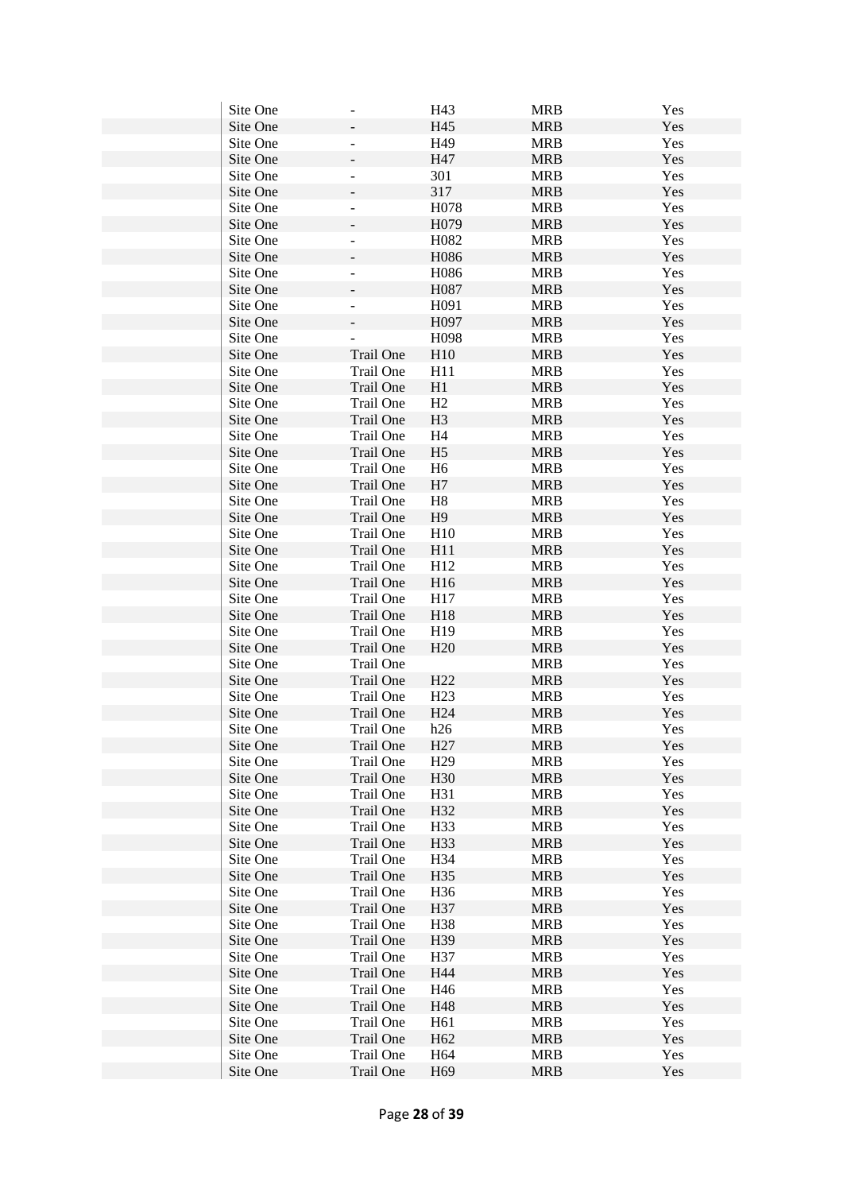| | | | | |
|---|---|---|---|---|
| Site One | - | H43 | MRB | Yes |
| Site One | - | H45 | MRB | Yes |
| Site One | - | H49 | MRB | Yes |
| Site One | - | H47 | MRB | Yes |
| Site One | - | 301 | MRB | Yes |
| Site One | - | 317 | MRB | Yes |
| Site One | - | H078 | MRB | Yes |
| Site One | - | H079 | MRB | Yes |
| Site One | - | H082 | MRB | Yes |
| Site One | - | H086 | MRB | Yes |
| Site One | - | H086 | MRB | Yes |
| Site One | - | H087 | MRB | Yes |
| Site One | - | H091 | MRB | Yes |
| Site One | - | H097 | MRB | Yes |
| Site One | - | H098 | MRB | Yes |
| Site One | Trail One | H10 | MRB | Yes |
| Site One | Trail One | H11 | MRB | Yes |
| Site One | Trail One | H1 | MRB | Yes |
| Site One | Trail One | H2 | MRB | Yes |
| Site One | Trail One | H3 | MRB | Yes |
| Site One | Trail One | H4 | MRB | Yes |
| Site One | Trail One | H5 | MRB | Yes |
| Site One | Trail One | H6 | MRB | Yes |
| Site One | Trail One | H7 | MRB | Yes |
| Site One | Trail One | H8 | MRB | Yes |
| Site One | Trail One | H9 | MRB | Yes |
| Site One | Trail One | H10 | MRB | Yes |
| Site One | Trail One | H11 | MRB | Yes |
| Site One | Trail One | H12 | MRB | Yes |
| Site One | Trail One | H16 | MRB | Yes |
| Site One | Trail One | H17 | MRB | Yes |
| Site One | Trail One | H18 | MRB | Yes |
| Site One | Trail One | H19 | MRB | Yes |
| Site One | Trail One | H20 | MRB | Yes |
| Site One | Trail One | | MRB | Yes |
| Site One | Trail One | H22 | MRB | Yes |
| Site One | Trail One | H23 | MRB | Yes |
| Site One | Trail One | H24 | MRB | Yes |
| Site One | Trail One | h26 | MRB | Yes |
| Site One | Trail One | H27 | MRB | Yes |
| Site One | Trail One | H29 | MRB | Yes |
| Site One | Trail One | H30 | MRB | Yes |
| Site One | Trail One | H31 | MRB | Yes |
| Site One | Trail One | H32 | MRB | Yes |
| Site One | Trail One | H33 | MRB | Yes |
| Site One | Trail One | H33 | MRB | Yes |
| Site One | Trail One | H34 | MRB | Yes |
| Site One | Trail One | H35 | MRB | Yes |
| Site One | Trail One | H36 | MRB | Yes |
| Site One | Trail One | H37 | MRB | Yes |
| Site One | Trail One | H38 | MRB | Yes |
| Site One | Trail One | H39 | MRB | Yes |
| Site One | Trail One | H37 | MRB | Yes |
| Site One | Trail One | H44 | MRB | Yes |
| Site One | Trail One | H46 | MRB | Yes |
| Site One | Trail One | H48 | MRB | Yes |
| Site One | Trail One | H61 | MRB | Yes |
| Site One | Trail One | H62 | MRB | Yes |
| Site One | Trail One | H64 | MRB | Yes |
| Site One | Trail One | H69 | MRB | Yes |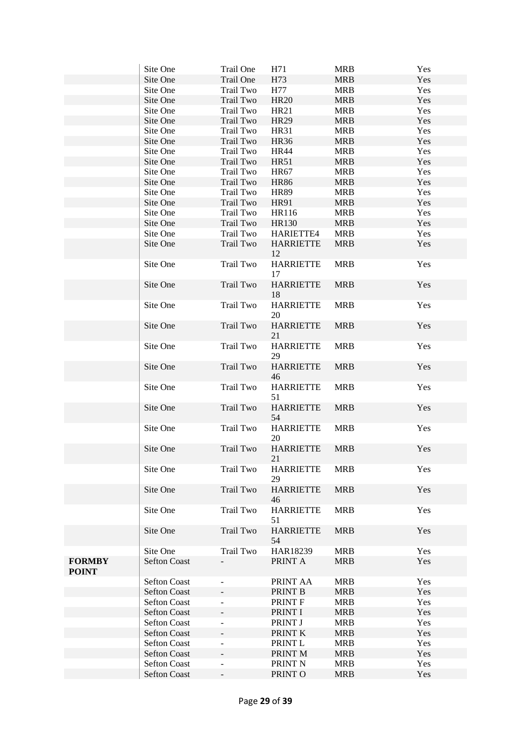| | | | | | |
|---|---|---|---|---|---|
| | Site One | Trail One | H71 | MRB | Yes |
| | Site One | Trail One | H73 | MRB | Yes |
| | Site One | Trail Two | H77 | MRB | Yes |
| | Site One | Trail Two | HR20 | MRB | Yes |
| | Site One | Trail Two | HR21 | MRB | Yes |
| | Site One | Trail Two | HR29 | MRB | Yes |
| | Site One | Trail Two | HR31 | MRB | Yes |
| | Site One | Trail Two | HR36 | MRB | Yes |
| | Site One | Trail Two | HR44 | MRB | Yes |
| | Site One | Trail Two | HR51 | MRB | Yes |
| | Site One | Trail Two | HR67 | MRB | Yes |
| | Site One | Trail Two | HR86 | MRB | Yes |
| | Site One | Trail Two | HR89 | MRB | Yes |
| | Site One | Trail Two | HR91 | MRB | Yes |
| | Site One | Trail Two | HR116 | MRB | Yes |
| | Site One | Trail Two | HR130 | MRB | Yes |
| | Site One | Trail Two | HARIETTE4 | MRB | Yes |
| | Site One | Trail Two | HARRIETTE 12 | MRB | Yes |
| | Site One | Trail Two | HARRIETTE 17 | MRB | Yes |
| | Site One | Trail Two | HARRIETTE 18 | MRB | Yes |
| | Site One | Trail Two | HARRIETTE 20 | MRB | Yes |
| | Site One | Trail Two | HARRIETTE 21 | MRB | Yes |
| | Site One | Trail Two | HARRIETTE 29 | MRB | Yes |
| | Site One | Trail Two | HARRIETTE 46 | MRB | Yes |
| | Site One | Trail Two | HARRIETTE 51 | MRB | Yes |
| | Site One | Trail Two | HARRIETTE 54 | MRB | Yes |
| | Site One | Trail Two | HARRIETTE 20 | MRB | Yes |
| | Site One | Trail Two | HARRIETTE 21 | MRB | Yes |
| | Site One | Trail Two | HARRIETTE 29 | MRB | Yes |
| | Site One | Trail Two | HARRIETTE 46 | MRB | Yes |
| | Site One | Trail Two | HARRIETTE 51 | MRB | Yes |
| | Site One | Trail Two | HARRIETTE 54 | MRB | Yes |
| | Site One | Trail Two | HAR18239 | MRB | Yes |
| **FORMBY POINT** | Sefton Coast | - | PRINT A | MRB | Yes |
| | Sefton Coast | - | PRINT AA | MRB | Yes |
| | Sefton Coast | - | PRINT B | MRB | Yes |
| | Sefton Coast | - | PRINT F | MRB | Yes |
| | Sefton Coast | - | PRINT I | MRB | Yes |
| | Sefton Coast | - | PRINT J | MRB | Yes |
| | Sefton Coast | - | PRINT K | MRB | Yes |
| | Sefton Coast | - | PRINT L | MRB | Yes |
| | Sefton Coast | - | PRINT M | MRB | Yes |
| | Sefton Coast | - | PRINT N | MRB | Yes |
| | Sefton Coast | - | PRINT O | MRB | Yes |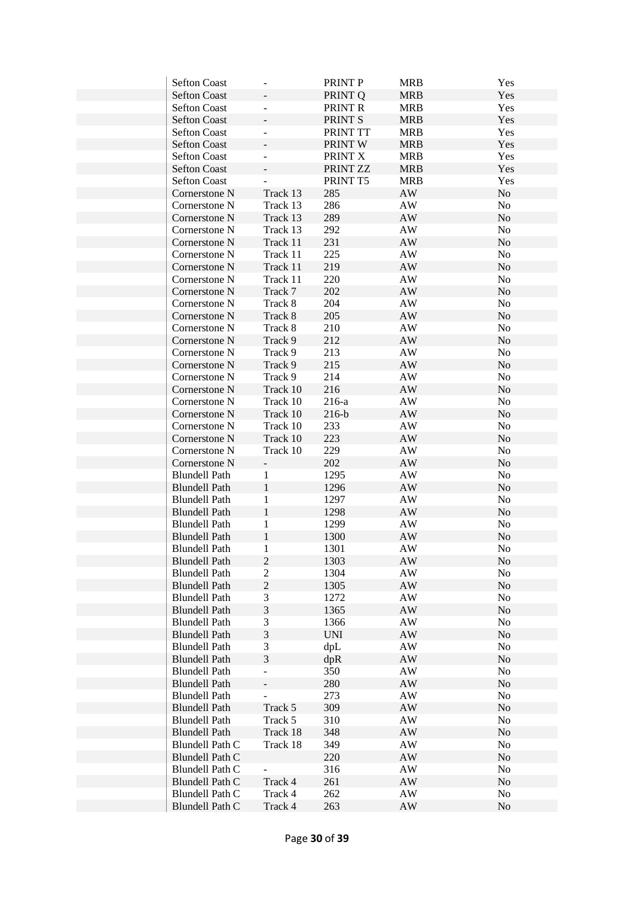| | | | | |
|---|---|---|---|---|
| Sefton Coast | - | PRINT P | MRB | Yes |
| Sefton Coast | - | PRINT Q | MRB | Yes |
| Sefton Coast | - | PRINT R | MRB | Yes |
| Sefton Coast | - | PRINT S | MRB | Yes |
| Sefton Coast | - | PRINT TT | MRB | Yes |
| Sefton Coast | - | PRINT W | MRB | Yes |
| Sefton Coast | - | PRINT X | MRB | Yes |
| Sefton Coast | - | PRINT ZZ | MRB | Yes |
| Sefton Coast | - | PRINT T5 | MRB | Yes |
| Cornerstone N | Track 13 | 285 | AW | No |
| Cornerstone N | Track 13 | 286 | AW | No |
| Cornerstone N | Track 13 | 289 | AW | No |
| Cornerstone N | Track 13 | 292 | AW | No |
| Cornerstone N | Track 11 | 231 | AW | No |
| Cornerstone N | Track 11 | 225 | AW | No |
| Cornerstone N | Track 11 | 219 | AW | No |
| Cornerstone N | Track 11 | 220 | AW | No |
| Cornerstone N | Track 7 | 202 | AW | No |
| Cornerstone N | Track 8 | 204 | AW | No |
| Cornerstone N | Track 8 | 205 | AW | No |
| Cornerstone N | Track 8 | 210 | AW | No |
| Cornerstone N | Track 9 | 212 | AW | No |
| Cornerstone N | Track 9 | 213 | AW | No |
| Cornerstone N | Track 9 | 215 | AW | No |
| Cornerstone N | Track 9 | 214 | AW | No |
| Cornerstone N | Track 10 | 216 | AW | No |
| Cornerstone N | Track 10 | 216-a | AW | No |
| Cornerstone N | Track 10 | 216-b | AW | No |
| Cornerstone N | Track 10 | 233 | AW | No |
| Cornerstone N | Track 10 | 223 | AW | No |
| Cornerstone N | Track 10 | 229 | AW | No |
| Cornerstone N | - | 202 | AW | No |
| Blundell Path | 1 | 1295 | AW | No |
| Blundell Path | 1 | 1296 | AW | No |
| Blundell Path | 1 | 1297 | AW | No |
| Blundell Path | 1 | 1298 | AW | No |
| Blundell Path | 1 | 1299 | AW | No |
| Blundell Path | 1 | 1300 | AW | No |
| Blundell Path | 1 | 1301 | AW | No |
| Blundell Path | 2 | 1303 | AW | No |
| Blundell Path | 2 | 1304 | AW | No |
| Blundell Path | 2 | 1305 | AW | No |
| Blundell Path | 3 | 1272 | AW | No |
| Blundell Path | 3 | 1365 | AW | No |
| Blundell Path | 3 | 1366 | AW | No |
| Blundell Path | 3 | UNI | AW | No |
| Blundell Path | 3 | dpL | AW | No |
| Blundell Path | 3 | dpR | AW | No |
| Blundell Path | - | 350 | AW | No |
| Blundell Path | - | 280 | AW | No |
| Blundell Path | - | 273 | AW | No |
| Blundell Path | Track 5 | 309 | AW | No |
| Blundell Path | Track 5 | 310 | AW | No |
| Blundell Path | Track 18 | 348 | AW | No |
| Blundell Path C | Track 18 | 349 | AW | No |
| Blundell Path C | | 220 | AW | No |
| Blundell Path C | - | 316 | AW | No |
| Blundell Path C | Track 4 | 261 | AW | No |
| Blundell Path C | Track 4 | 262 | AW | No |
| Blundell Path C | Track 4 | 263 | AW | No |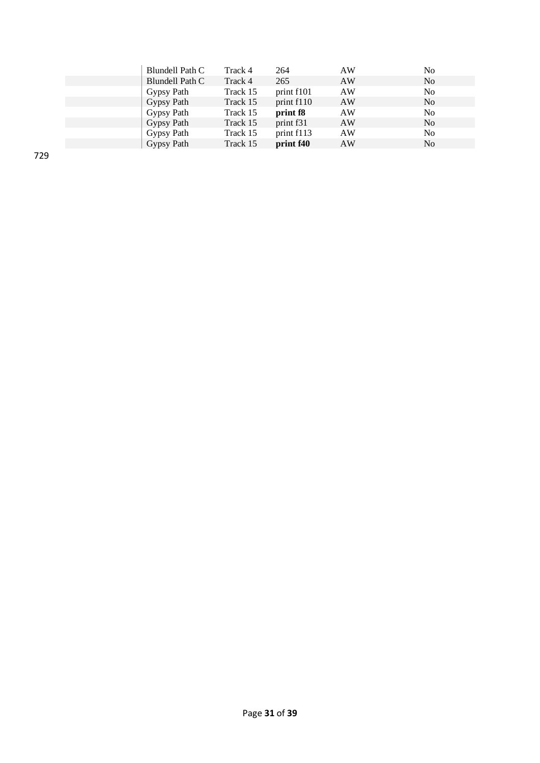| | | | | |
|---|---|---|---|---|
| Blundell Path C | Track 4 | 264 | AW | No |
| Blundell Path C | Track 4 | 265 | AW | No |
| Gypsy Path | Track 15 | print f101 | AW | No |
| Gypsy Path | Track 15 | print f110 | AW | No |
| Gypsy Path | Track 15 | **print f8** | AW | No |
| Gypsy Path | Track 15 | print f31 | AW | No |
| Gypsy Path | Track 15 | print f113 | AW | No |
| Gypsy Path | Track 15 | **print f40** | AW | No |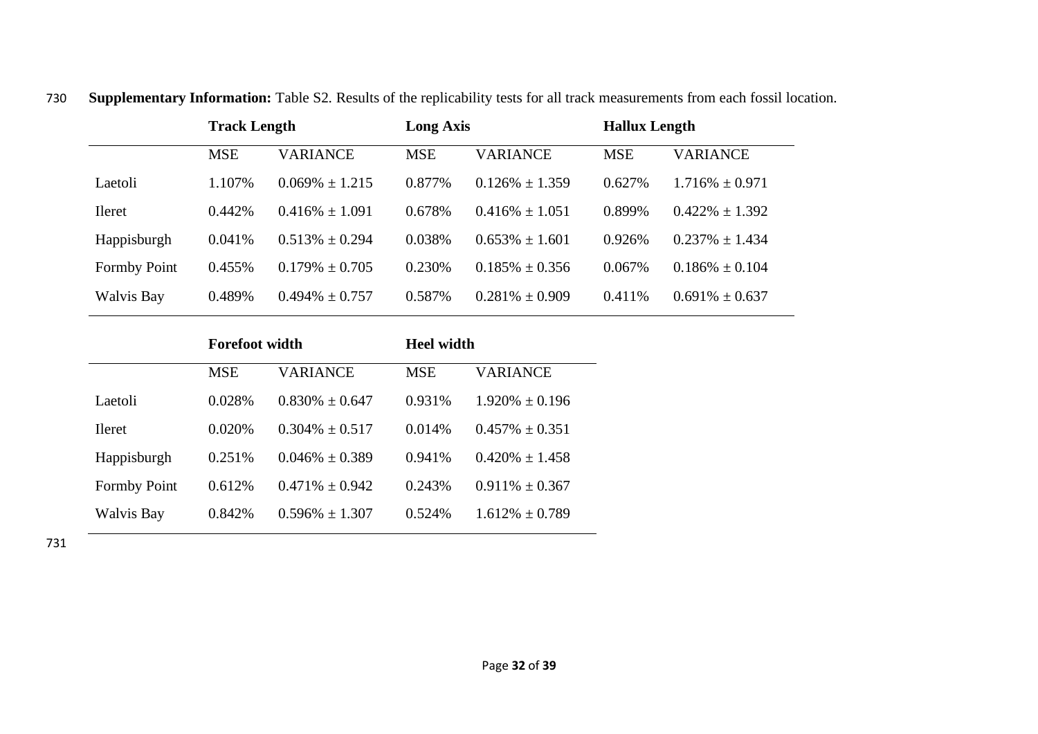**Supplementary Information:** Table S2. Results of the replicability tests for all track measurements from each fossil location.

| | Track Length | | Long Axis | | Hallux Length | |
|---|---|---|---|---|---|---|
| | MSE | VARIANCE | MSE | VARIANCE | MSE | VARIANCE |
| Laetoli | 1.107% | 0.069% ± 1.215 | 0.877% | 0.126% ± 1.359 | 0.627% | 1.716% ± 0.971 |
| Ileret | 0.442% | 0.416% ± 1.091 | 0.678% | 0.416% ± 1.051 | 0.899% | 0.422% ± 1.392 |
| Happisburgh | 0.041% | 0.513% ± 0.294 | 0.038% | 0.653% ± 1.601 | 0.926% | 0.237% ± 1.434 |
| Formby Point | 0.455% | 0.179% ± 0.705 | 0.230% | 0.185% ± 0.356 | 0.067% | 0.186% ± 0.104 |
| Walvis Bay | 0.489% | 0.494% ± 0.757 | 0.587% | 0.281% ± 0.909 | 0.411% | 0.691% ± 0.637 |

| | Forefoot width | | Heel width | |
|---|---|---|---|---|
| | MSE | VARIANCE | MSE | VARIANCE |
| Laetoli | 0.028% | 0.830% ± 0.647 | 0.931% | 1.920% ± 0.196 |
| Ileret | 0.020% | 0.304% ± 0.517 | 0.014% | 0.457% ± 0.351 |
| Happisburgh | 0.251% | 0.046% ± 0.389 | 0.941% | 0.420% ± 1.458 |
| Formby Point | 0.612% | 0.471% ± 0.942 | 0.243% | 0.911% ± 0.367 |
| Walvis Bay | 0.842% | 0.596% ± 1.307 | 0.524% | 1.612% ± 0.789 |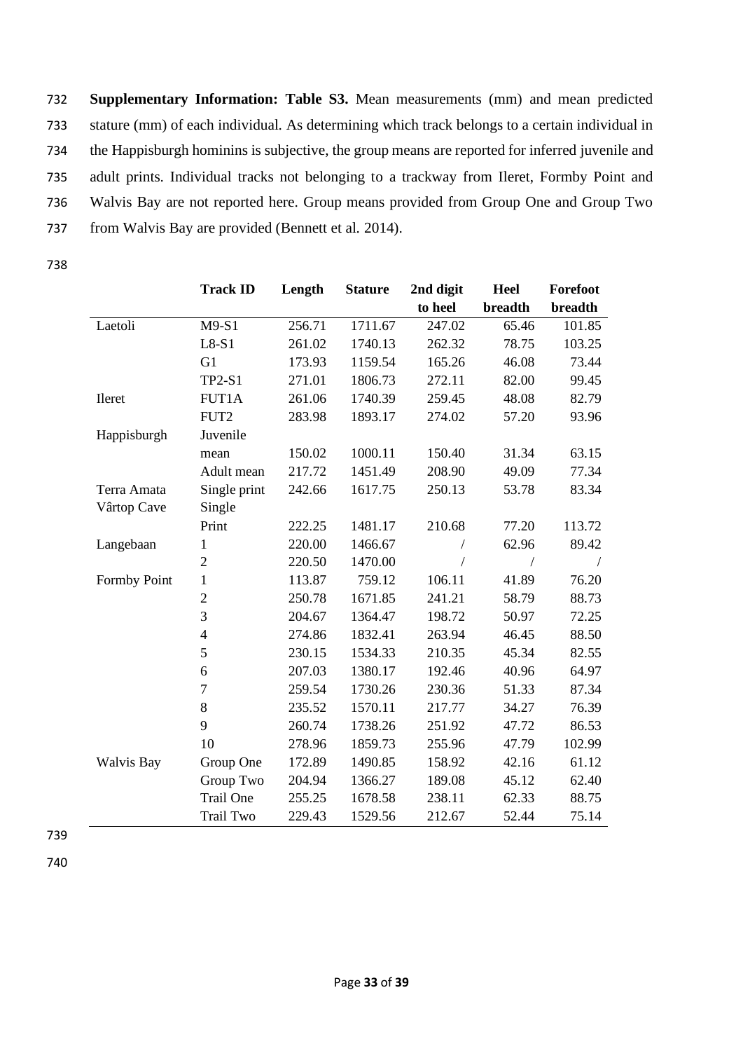**Supplementary Information: Table S3.** Mean measurements (mm) and mean predicted stature (mm) of each individual. As determining which track belongs to a certain individual in the Happisburgh hominins is subjective, the group means are reported for inferred juvenile and adult prints. Individual tracks not belonging to a trackway from Ileret, Formby Point and Walvis Bay are not reported here. Group means provided from Group One and Group Two from Walvis Bay are provided (Bennett et al. 2014).

| | Track ID | Length | Stature | 2nd digit to heel | Heel breadth | Forefoot breadth |
|---|---|---|---|---|---|---|
| Laetoli | M9-S1 | 256.71 | 1711.67 | 247.02 | 65.46 | 101.85 |
| | L8-S1 | 261.02 | 1740.13 | 262.32 | 78.75 | 103.25 |
| | G1 | 173.93 | 1159.54 | 165.26 | 46.08 | 73.44 |
| | TP2-S1 | 271.01 | 1806.73 | 272.11 | 82.00 | 99.45 |
| Ileret | FUT1A | 261.06 | 1740.39 | 259.45 | 48.08 | 82.79 |
| | FUT2 | 283.98 | 1893.17 | 274.02 | 57.20 | 93.96 |
| Happisburgh | Juvenile mean | 150.02 | 1000.11 | 150.40 | 31.34 | 63.15 |
| | Adult mean | 217.72 | 1451.49 | 208.90 | 49.09 | 77.34 |
| Terra Amata | Single print | 242.66 | 1617.75 | 250.13 | 53.78 | 83.34 |
| Vârtop Cave | Single Print | 222.25 | 1481.17 | 210.68 | 77.20 | 113.72 |
| Langebaan | 1 | 220.00 | 1466.67 | / | 62.96 | 89.42 |
| | 2 | 220.50 | 1470.00 | / | / | / |
| Formby Point | 1 | 113.87 | 759.12 | 106.11 | 41.89 | 76.20 |
| | 2 | 250.78 | 1671.85 | 241.21 | 58.79 | 88.73 |
| | 3 | 204.67 | 1364.47 | 198.72 | 50.97 | 72.25 |
| | 4 | 274.86 | 1832.41 | 263.94 | 46.45 | 88.50 |
| | 5 | 230.15 | 1534.33 | 210.35 | 45.34 | 82.55 |
| | 6 | 207.03 | 1380.17 | 192.46 | 40.96 | 64.97 |
| | 7 | 259.54 | 1730.26 | 230.36 | 51.33 | 87.34 |
| | 8 | 235.52 | 1570.11 | 217.77 | 34.27 | 76.39 |
| | 9 | 260.74 | 1738.26 | 251.92 | 47.72 | 86.53 |
| | 10 | 278.96 | 1859.73 | 255.96 | 47.79 | 102.99 |
| Walvis Bay | Group One | 172.89 | 1490.85 | 158.92 | 42.16 | 61.12 |
| | Group Two | 204.94 | 1366.27 | 189.08 | 45.12 | 62.40 |
| | Trail One | 255.25 | 1678.58 | 238.11 | 62.33 | 88.75 |
| | Trail Two | 229.43 | 1529.56 | 212.67 | 52.44 | 75.14 |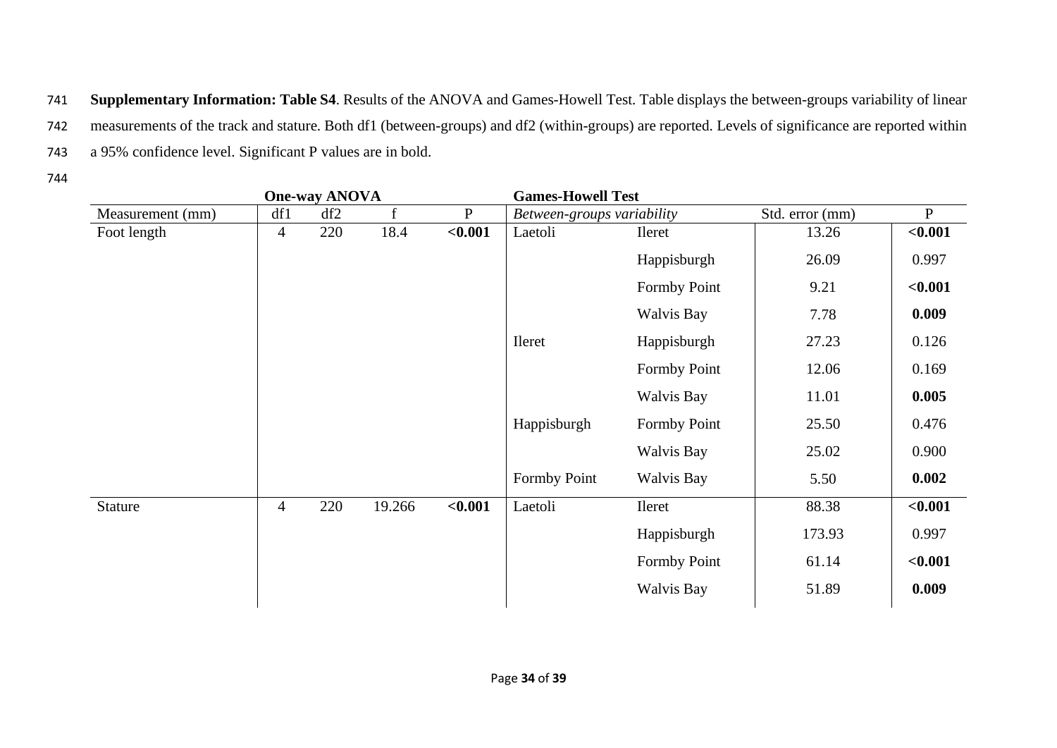**Supplementary Information: Table S4**. Results of the ANOVA and Games-Howell Test. Table displays the between-groups variability of linear measurements of the track and stature. Both df1 (between-groups) and df2 (within-groups) are reported. Levels of significance are reported within a 95% confidence level. Significant P values are in bold.

| | **One-way ANOVA** | | | | **Games-Howell Test** | | | |
|---|---|---|---|---|---|---|---|---|
| Measurement (mm) | df1 | df2 | f | P | *Between-groups variability* | | Std. error (mm) | P |
| Foot length | 4 | 220 | 18.4 | **<0.001** | Laetoli | Ileret | 13.26 | **<0.001** |
| | | | | | | Happisburgh | 26.09 | 0.997 |
| | | | | | | Formby Point | 9.21 | **<0.001** |
| | | | | | | Walvis Bay | 7.78 | **0.009** |
| | | | | | Ileret | Happisburgh | 27.23 | 0.126 |
| | | | | | | Formby Point | 12.06 | 0.169 |
| | | | | | | Walvis Bay | 11.01 | **0.005** |
| | | | | | Happisburgh | Formby Point | 25.50 | 0.476 |
| | | | | | | Walvis Bay | 25.02 | 0.900 |
| | | | | | Formby Point | Walvis Bay | 5.50 | **0.002** |
| Stature | 4 | 220 | 19.266 | **<0.001** | Laetoli | Ileret | 88.38 | **<0.001** |
| | | | | | | Happisburgh | 173.93 | 0.997 |
| | | | | | | Formby Point | 61.14 | **<0.001** |
| | | | | | | Walvis Bay | 51.89 | **0.009** |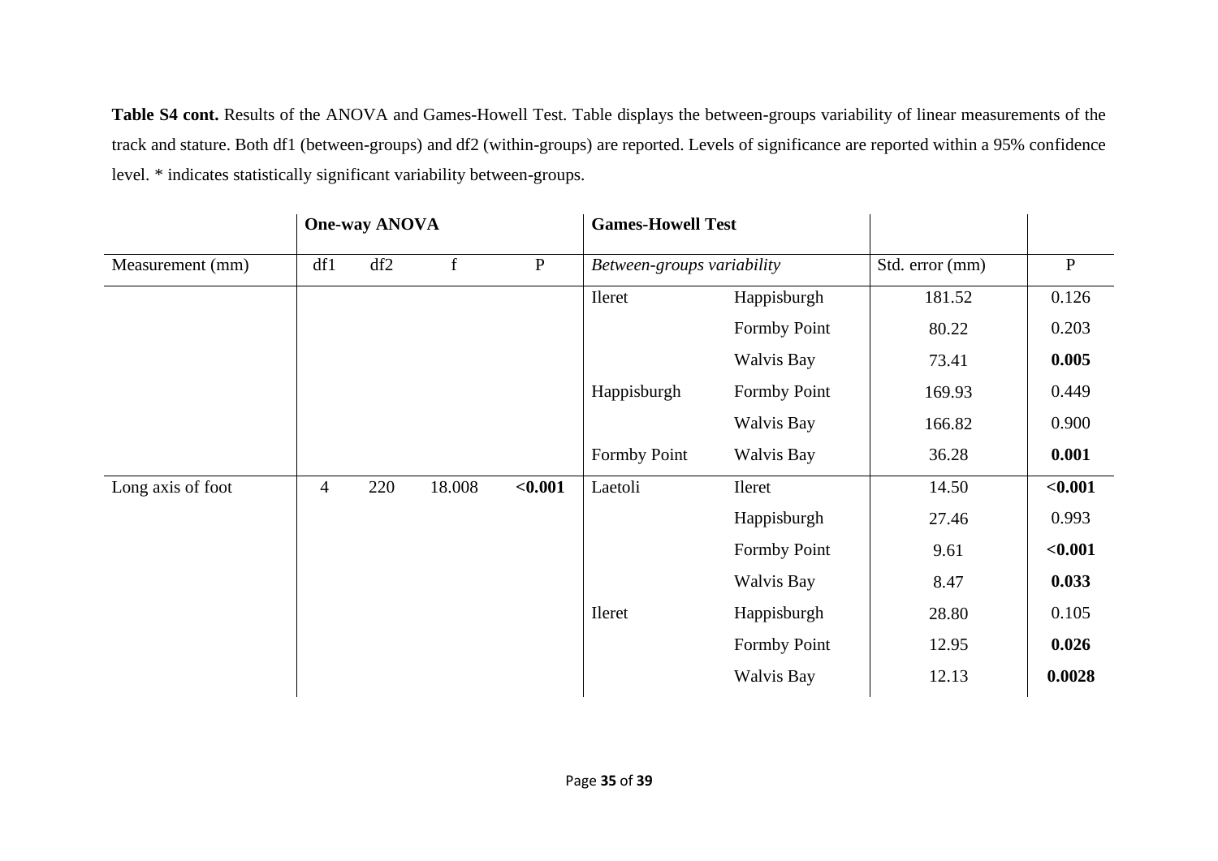**Table S4 cont.** Results of the ANOVA and Games-Howell Test. Table displays the between-groups variability of linear measurements of the track and stature. Both df1 (between-groups) and df2 (within-groups) are reported. Levels of significance are reported within a 95% confidence level. * indicates statistically significant variability between-groups.

| | One-way ANOVA | | | | Games-Howell Test | | | |
|---|---|---|---|---|---|---|---|---|
| Measurement (mm) | df1 | df2 | f | P | *Between-groups variability* | | Std. error (mm) | P |
| | | | | | Ileret | Happisburgh | 181.52 | 0.126 |
| | | | | | | Formby Point | 80.22 | 0.203 |
| | | | | | | Walvis Bay | 73.41 | **0.005** |
| | | | | | Happisburgh | Formby Point | 169.93 | 0.449 |
| | | | | | | Walvis Bay | 166.82 | 0.900 |
| | | | | | Formby Point | Walvis Bay | 36.28 | **0.001** |
| Long axis of foot | 4 | 220 | 18.008 | **<0.001** | Laetoli | Ileret | 14.50 | **<0.001** |
| | | | | | | Happisburgh | 27.46 | 0.993 |
| | | | | | | Formby Point | 9.61 | **<0.001** |
| | | | | | | Walvis Bay | 8.47 | **0.033** |
| | | | | | Ileret | Happisburgh | 28.80 | 0.105 |
| | | | | | | Formby Point | 12.95 | **0.026** |
| | | | | | | Walvis Bay | 12.13 | **0.0028** |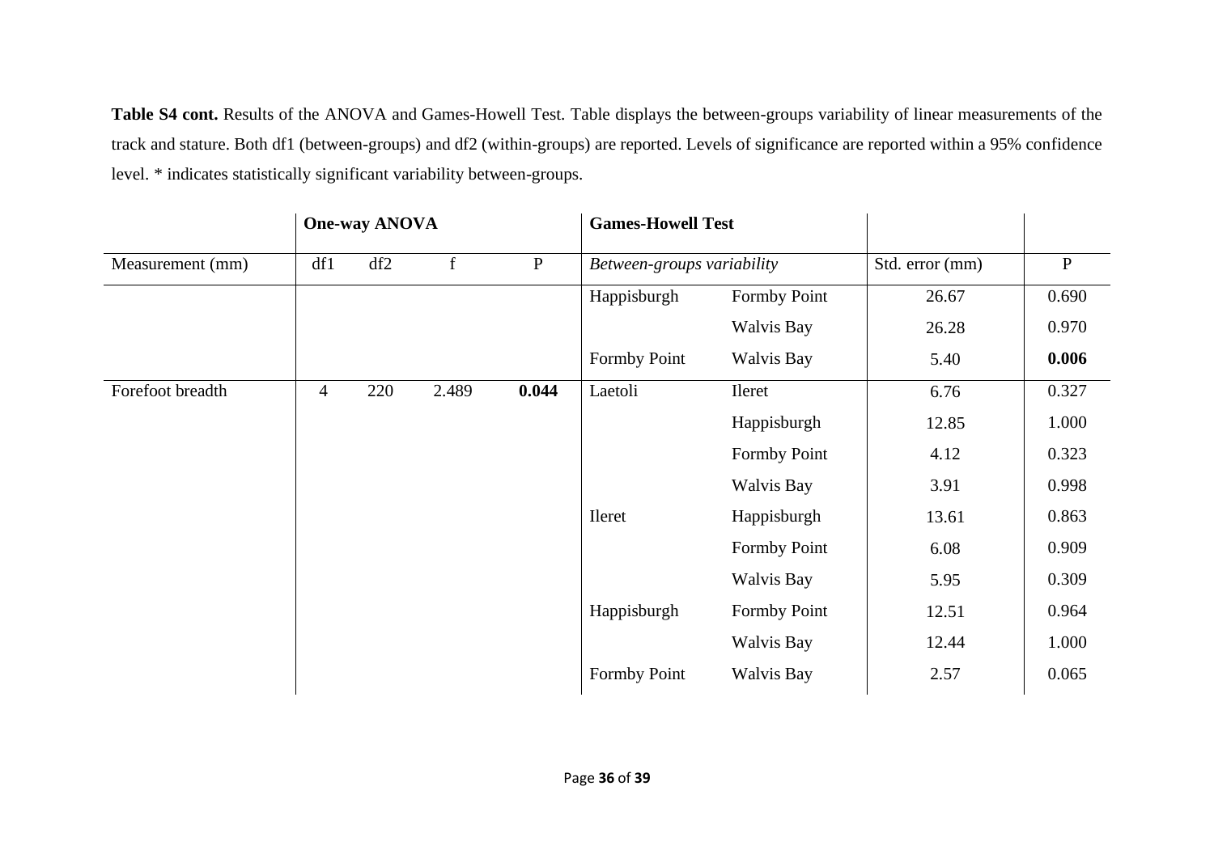**Table S4 cont.** Results of the ANOVA and Games-Howell Test. Table displays the between-groups variability of linear measurements of the track and stature. Both df1 (between-groups) and df2 (within-groups) are reported. Levels of significance are reported within a 95% confidence level. * indicates statistically significant variability between-groups.

| | **One-way ANOVA** | | | | **Games-Howell Test** | | | |
|---|---|---|---|---|---|---|---|---|
| Measurement (mm) | df1 | df2 | f | P | *Between-groups variability* | | Std. error (mm) | P |
| | | | | | Happisburgh | Formby Point | 26.67 | 0.690 |
| | | | | | | Walvis Bay | 26.28 | 0.970 |
| | | | | | Formby Point | Walvis Bay | 5.40 | **0.006** |
| Forefoot breadth | 4 | 220 | 2.489 | **0.044** | Laetoli | Ileret | 6.76 | 0.327 |
| | | | | | | Happisburgh | 12.85 | 1.000 |
| | | | | | | Formby Point | 4.12 | 0.323 |
| | | | | | | Walvis Bay | 3.91 | 0.998 |
| | | | | | Ileret | Happisburgh | 13.61 | 0.863 |
| | | | | | | Formby Point | 6.08 | 0.909 |
| | | | | | | Walvis Bay | 5.95 | 0.309 |
| | | | | | Happisburgh | Formby Point | 12.51 | 0.964 |
| | | | | | | Walvis Bay | 12.44 | 1.000 |
| | | | | | Formby Point | Walvis Bay | 2.57 | 0.065 |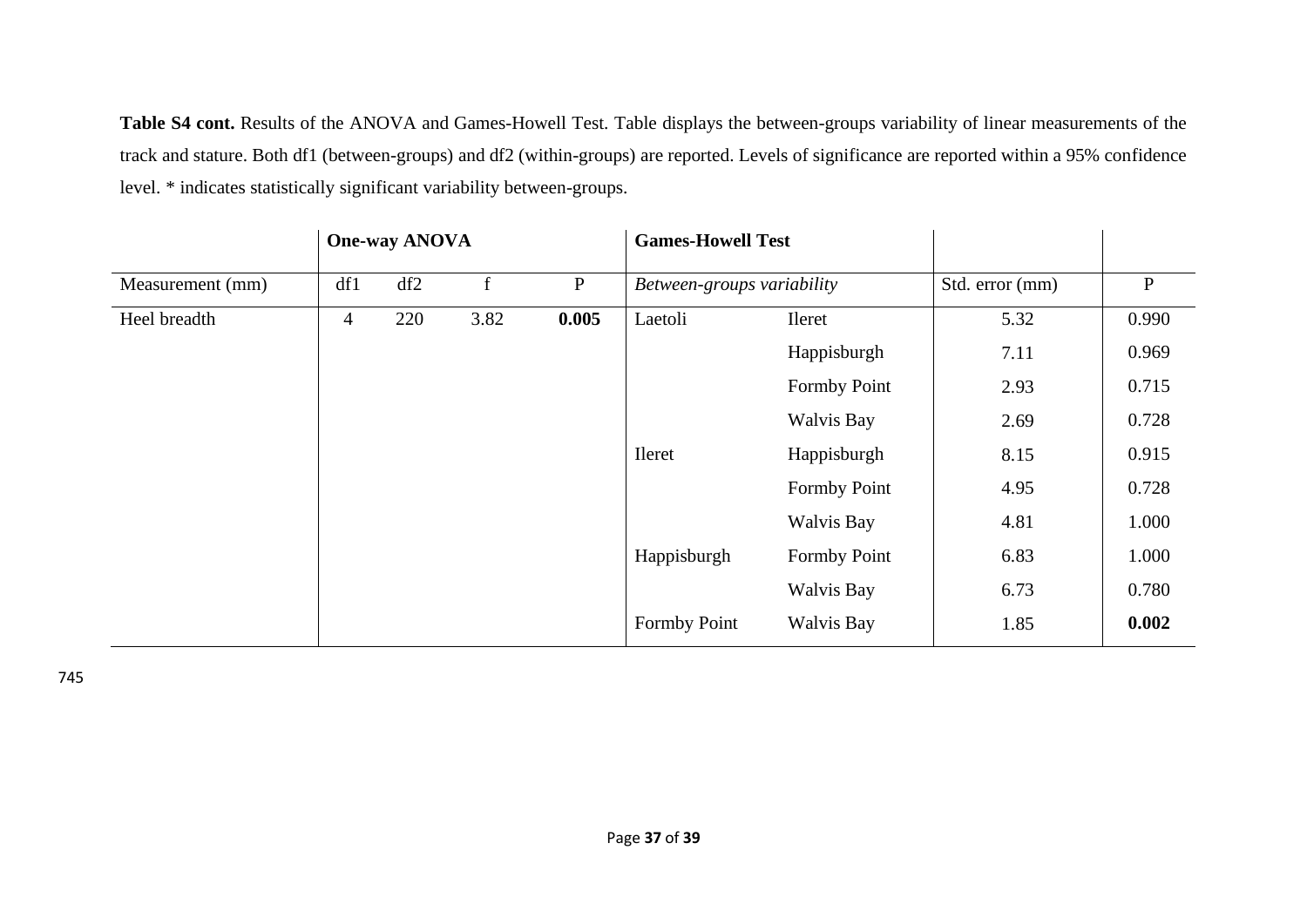**Table S4 cont.** Results of the ANOVA and Games-Howell Test. Table displays the between-groups variability of linear measurements of the track and stature. Both df1 (between-groups) and df2 (within-groups) are reported. Levels of significance are reported within a 95% confidence level. * indicates statistically significant variability between-groups.

| | **One-way ANOVA** | | | | **Games-Howell Test** | | | |
|---|---|---|---|---|---|---|---|---|
| Measurement (mm) | df1 | df2 | f | P | *Between-groups variability* | | Std. error (mm) | P |
| Heel breadth | 4 | 220 | 3.82 | **0.005** | Laetoli | Ileret | 5.32 | 0.990 |
| | | | | | | Happisburgh | 7.11 | 0.969 |
| | | | | | | Formby Point | 2.93 | 0.715 |
| | | | | | | Walvis Bay | 2.69 | 0.728 |
| | | | | | Ileret | Happisburgh | 8.15 | 0.915 |
| | | | | | | Formby Point | 4.95 | 0.728 |
| | | | | | | Walvis Bay | 4.81 | 1.000 |
| | | | | | Happisburgh | Formby Point | 6.83 | 1.000 |
| | | | | | | Walvis Bay | 6.73 | 0.780 |
| | | | | | Formby Point | Walvis Bay | 1.85 | **0.002** |

745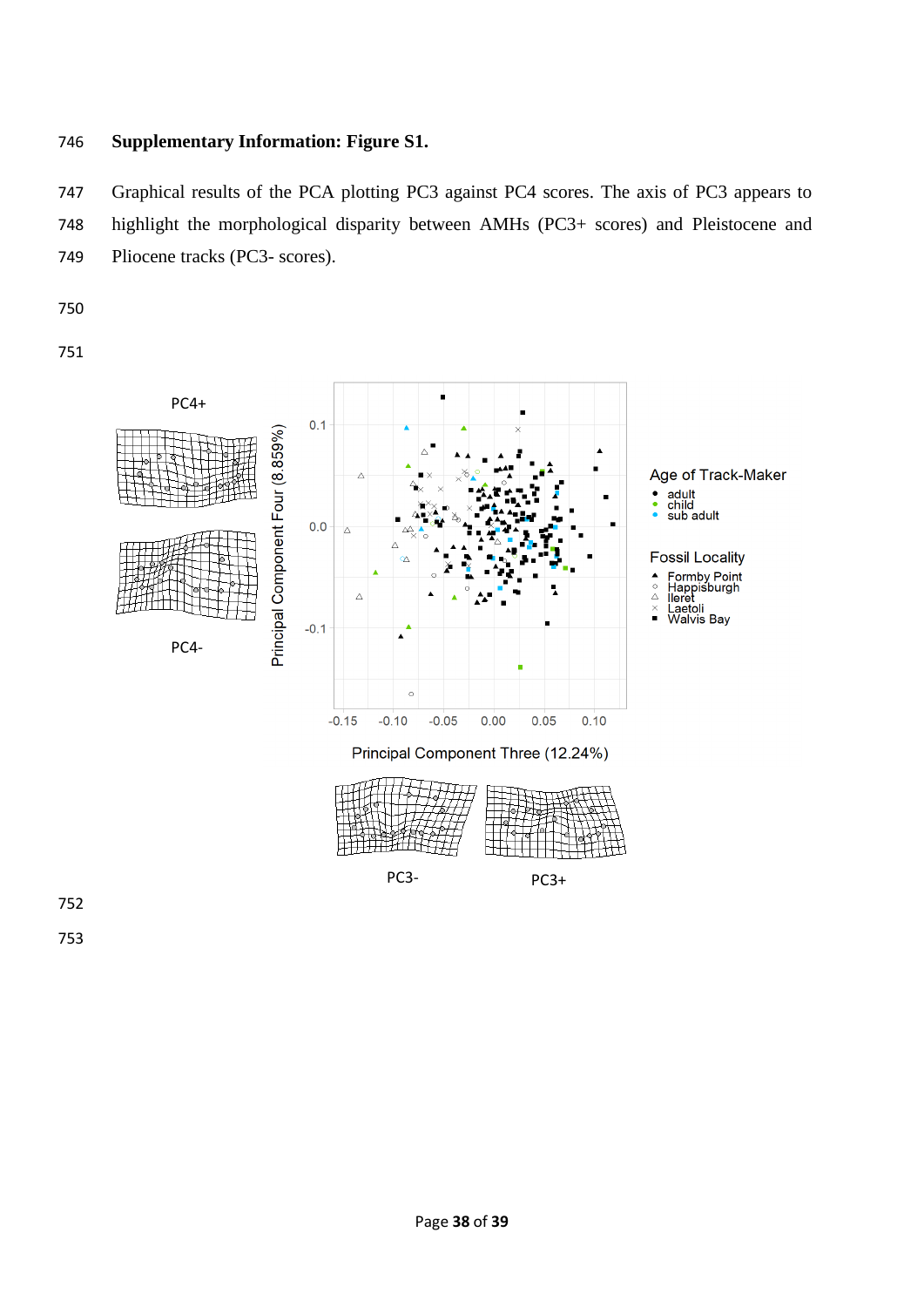**Supplementary Information: Figure S1.**

Graphical results of the PCA plotting PC3 against PC4 scores. The axis of PC3 appears to highlight the morphological disparity between AMHs (PC3+ scores) and Pleistocene and Pliocene tracks (PC3- scores).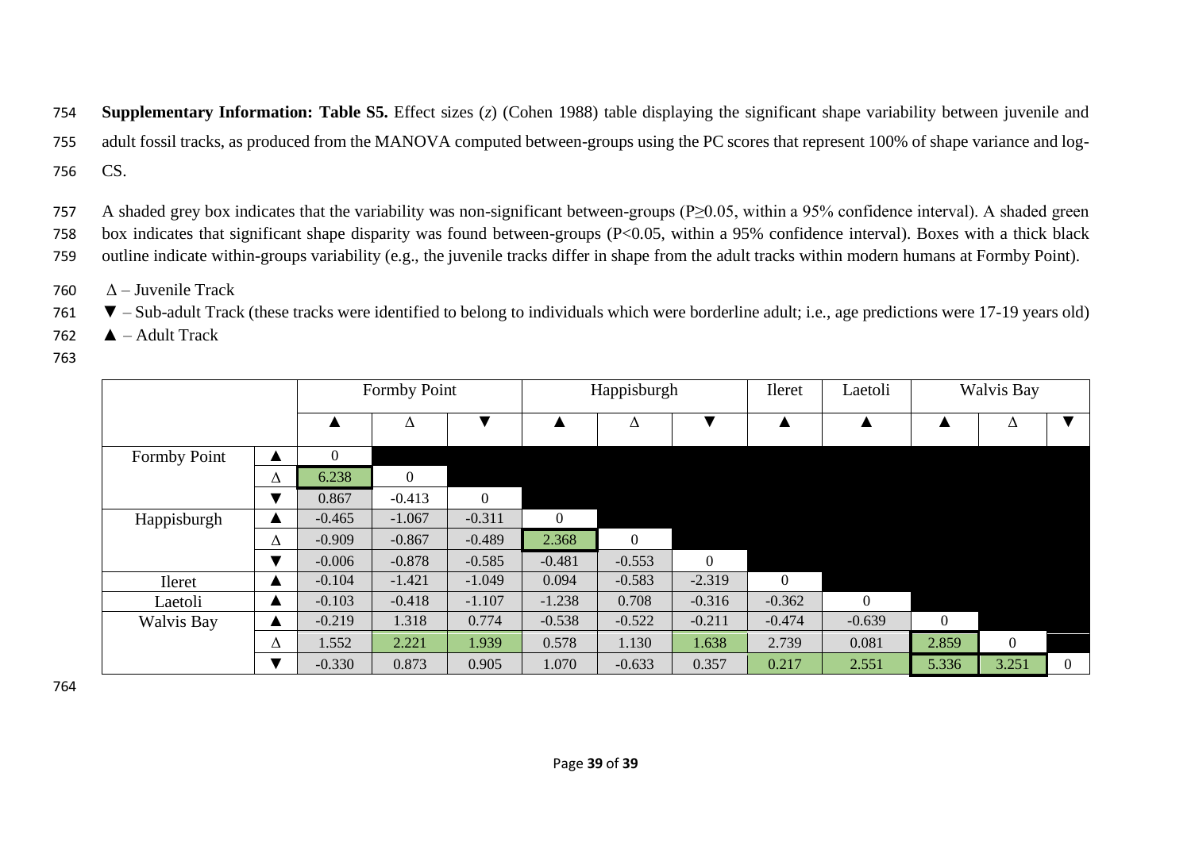**Supplementary Information: Table S5.** Effect sizes (*z*) (Cohen 1988) table displaying the significant shape variability between juvenile and adult fossil tracks, as produced from the MANOVA computed between-groups using the PC scores that represent 100% of shape variance and log-CS.

A shaded grey box indicates that the variability was non-significant between-groups (P≥0.05, within a 95% confidence interval). A shaded green box indicates that significant shape disparity was found between-groups (P<0.05, within a 95% confidence interval). Boxes with a thick black outline indicate within-groups variability (e.g., the juvenile tracks differ in shape from the adult tracks within modern humans at Formby Point).

Δ – Juvenile Track
▼ – Sub-adult Track (these tracks were identified to belong to individuals which were borderline adult; i.e., age predictions were 17-19 years old)
▲ – Adult Track

| | | Formby Point | | | Happisburgh | | | Ileret | Laetoli | Walvis Bay | | |
|---|---|---|---|---|---|---|---|---|---|---|---|---|
| | | ▲ | Δ | ▼ | ▲ | Δ | ▼ | ▲ | ▲ | ▲ | Δ | ▼ |
| Formby Point | ▲ | 0 | | | | | | | | | | |
| | Δ | 6.238 | 0 | | | | | | | | | |
| | ▼ | 0.867 | -0.413 | 0 | | | | | | | | |
| Happisburgh | ▲ | -0.465 | -1.067 | -0.311 | 0 | | | | | | | |
| | Δ | -0.909 | -0.867 | -0.489 | 2.368 | 0 | | | | | | |
| | ▼ | -0.006 | -0.878 | -0.585 | -0.481 | -0.553 | 0 | | | | | |
| Ileret | ▲ | -0.104 | -1.421 | -1.049 | 0.094 | -0.583 | -2.319 | 0 | | | | |
| Laetoli | ▲ | -0.103 | -0.418 | -1.107 | -1.238 | 0.708 | -0.316 | -0.362 | 0 | | | |
| Walvis Bay | ▲ | -0.219 | 1.318 | 0.774 | -0.538 | -0.522 | -0.211 | -0.474 | -0.639 | 0 | | |
| | Δ | 1.552 | 2.221 | 1.939 | 0.578 | 1.130 | 1.638 | 2.739 | 0.081 | 2.859 | 0 | |
| | ▼ | -0.330 | 0.873 | 0.905 | 1.070 | -0.633 | 0.357 | 0.217 | 2.551 | 5.336 | 3.251 | 0 |